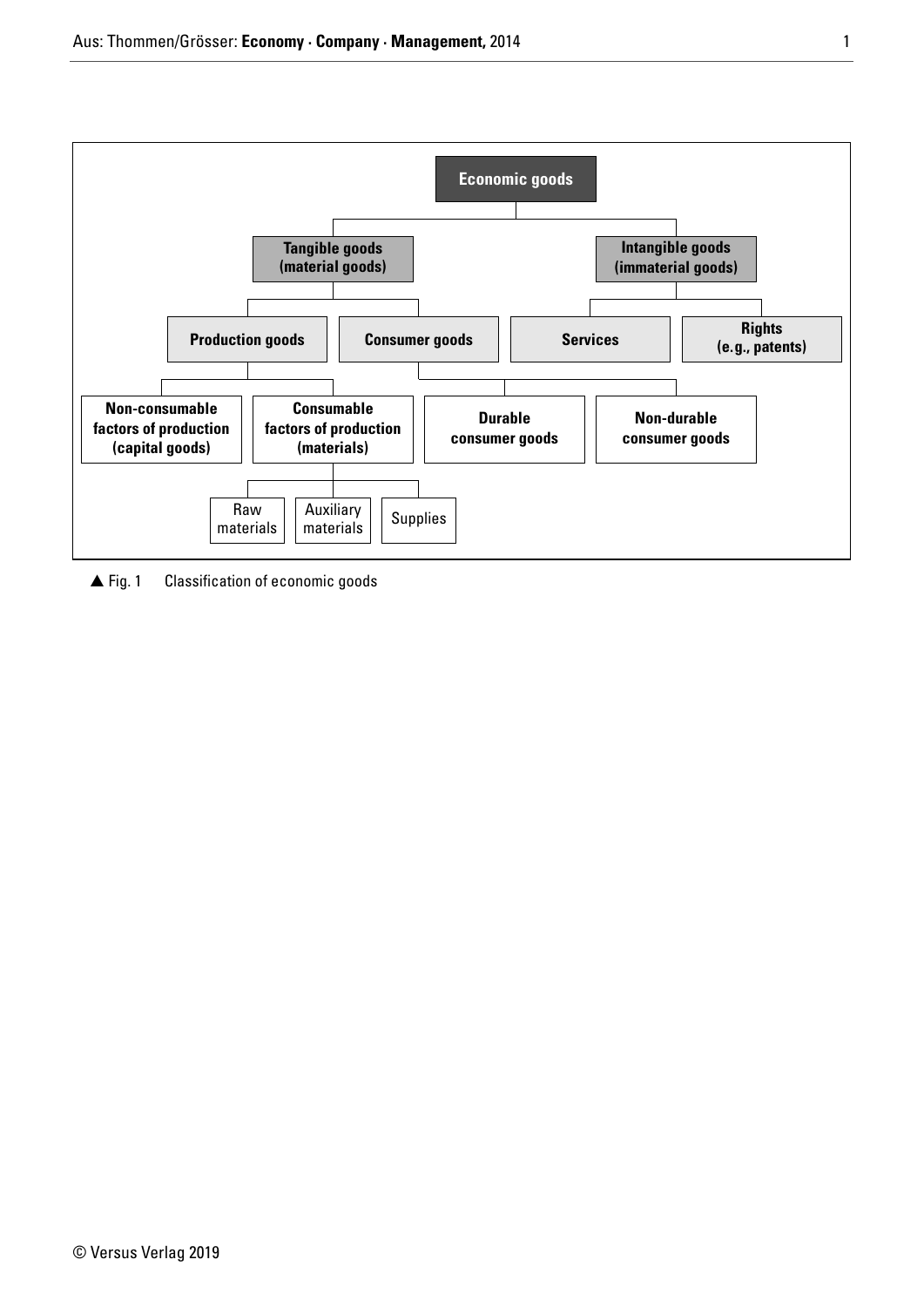- **Economic goods**
  - **Tangible goods (material goods)**
    - **Production goods**
      - **Non-consumable factors of production (capital goods)**
      - **Consumable factors of production (materials)**
        - Raw materials
        - Auxiliary materials
        - Supplies
    - **Consumer goods**
      - **Durable consumer goods**
      - **Non-durable consumer goods**
  - **Intangible goods (immaterial goods)**
    - **Services**
    - **Rights (e.g., patents)**

▲ Fig. 1 Classification of economic goods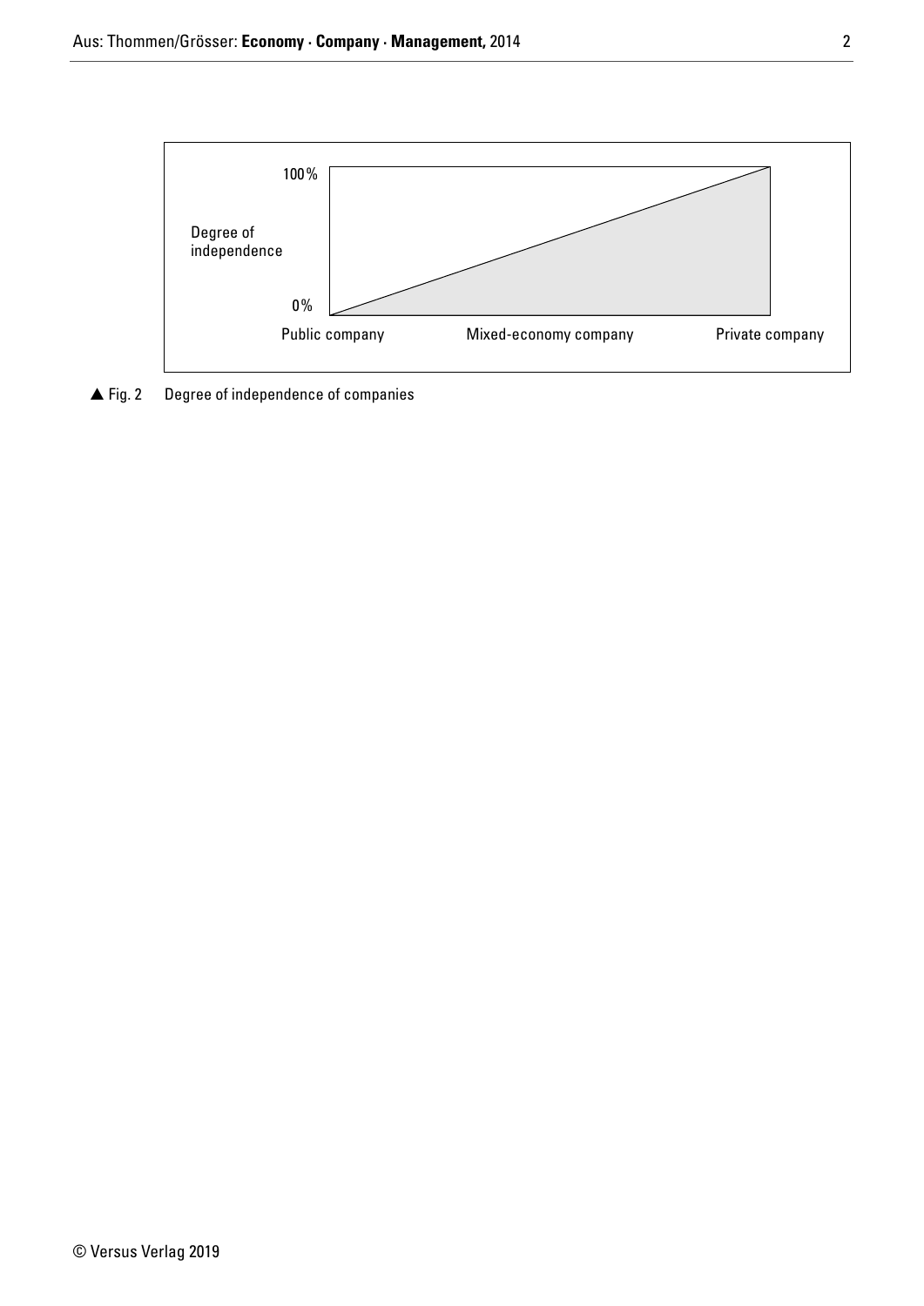| | | | |
|---|---|---|---|
| Degree of independence | 100% | | |
| | 0% | | |
| | Public company | Mixed-economy company | Private company |

▲ Fig. 2 Degree of independence of companies

© Versus Verlag 2019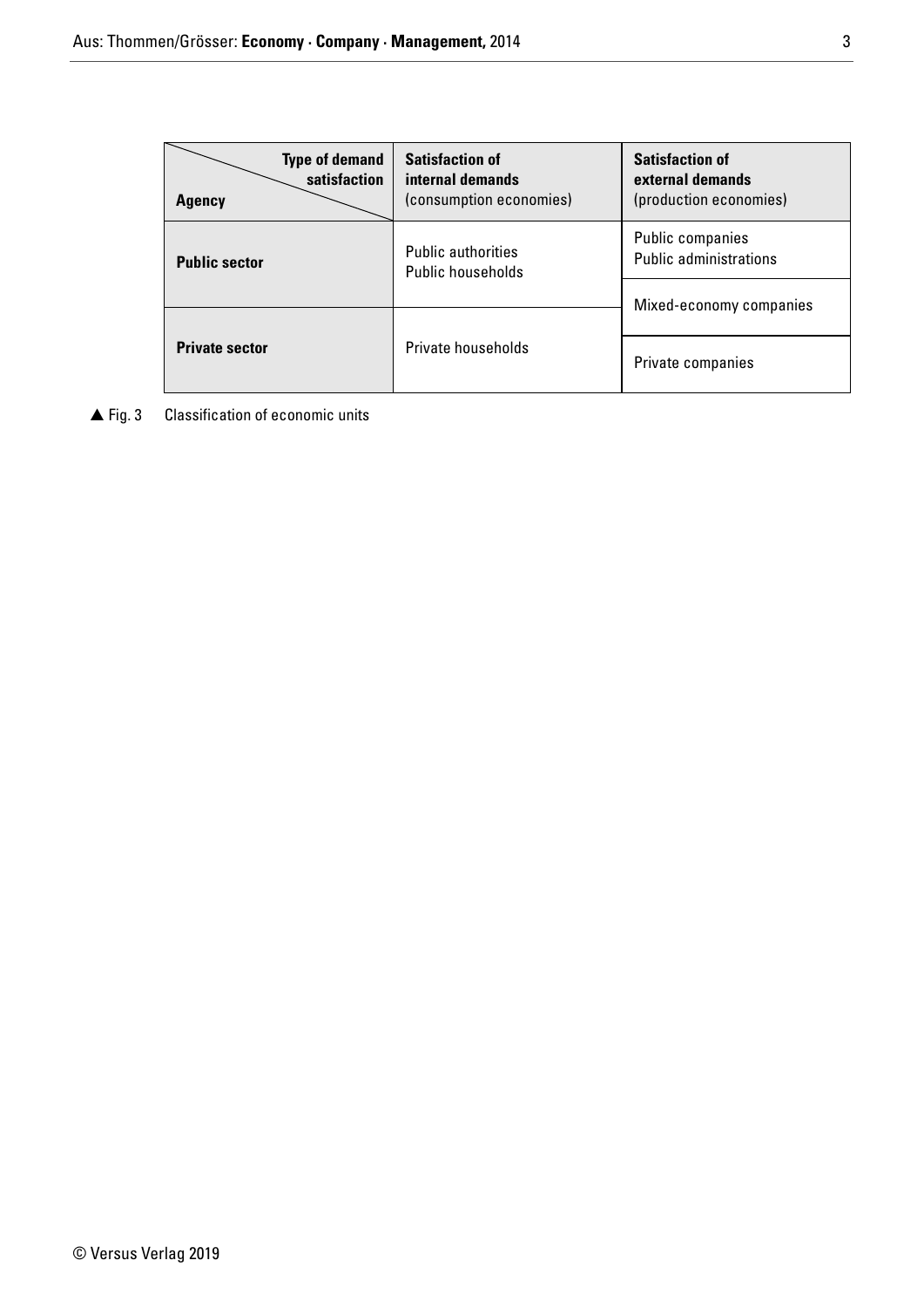| Type of demand satisfaction / Agency | Satisfaction of internal demands (consumption economies) | Satisfaction of external demands (production economies) |
|---|---|---|
| **Public sector** | Public authorities<br>Public households | Public companies<br>Public administrations |
| | | Mixed-economy companies |
| **Private sector** | Private households | Private companies |

▲ Fig. 3 Classification of economic units

© Versus Verlag 2019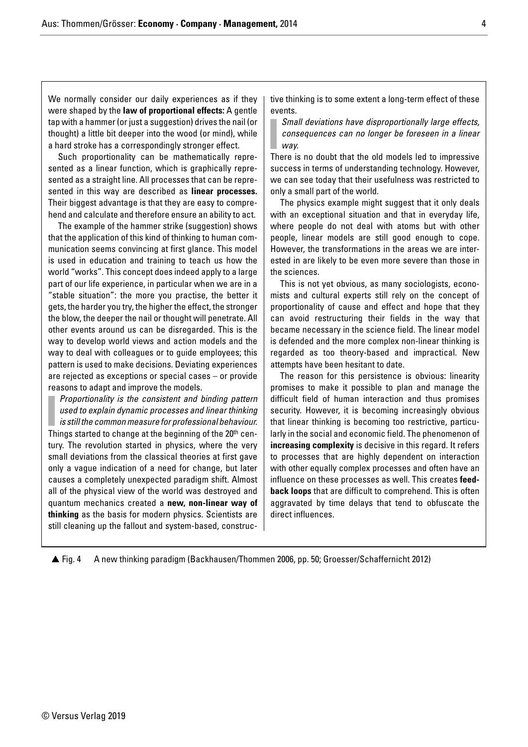We normally consider our daily experiences as if they were shaped by the **law of proportional effects:** A gentle tap with a hammer (or just a suggestion) drives the nail (or thought) a little bit deeper into the wood (or mind), while a hard stroke has a correspondingly stronger effect.

Such proportionality can be mathematically represented as a linear function, which is graphically represented as a straight line. All processes that can be represented in this way are described as **linear processes.** Their biggest advantage is that they are easy to comprehend and calculate and therefore ensure an ability to act.

The example of the hammer strike (suggestion) shows that the application of this kind of thinking to human communication seems convincing at first glance. This model is used in education and training to teach us how the world "works". This concept does indeed apply to a large part of our life experience, in particular when we are in a "stable situation": the more you practise, the better it gets, the harder you try, the higher the effect, the stronger the blow, the deeper the nail or thought will penetrate. All other events around us can be disregarded. This is the way to develop world views and action models and the way to deal with colleagues or to guide employees; this pattern is used to make decisions. Deviating experiences are rejected as exceptions or special cases – or provide reasons to adapt and improve the models.

> *Proportionality is the consistent and binding pattern used to explain dynamic processes and linear thinking is still the common measure for professional behaviour.*

Things started to change at the beginning of the 20th century. The revolution started in physics, where the very small deviations from the classical theories at first gave only a vague indication of a need for change, but later causes a completely unexpected paradigm shift. Almost all of the physical view of the world was destroyed and quantum mechanics created a **new, non-linear way of thinking** as the basis for modern physics. Scientists are still cleaning up the fallout and system-based, constructive thinking is to some extent a long-term effect of these events.

> *Small deviations have disproportionally large effects, consequences can no longer be foreseen in a linear way.*

There is no doubt that the old models led to impressive success in terms of understanding technology. However, we can see today that their usefulness was restricted to only a small part of the world.

The physics example might suggest that it only deals with an exceptional situation and that in everyday life, where people do not deal with atoms but with other people, linear models are still good enough to cope. However, the transformations in the areas we are interested in are likely to be even more severe than those in the sciences.

This is not yet obvious, as many sociologists, economists and cultural experts still rely on the concept of proportionality of cause and effect and hope that they can avoid restructuring their fields in the way that became necessary in the science field. The linear model is defended and the more complex non-linear thinking is regarded as too theory-based and impractical. New attempts have been hesitant to date.

The reason for this persistence is obvious: linearity promises to make it possible to plan and manage the difficult field of human interaction and thus promises security. However, it is becoming increasingly obvious that linear thinking is becoming too restrictive, particularly in the social and economic field. The phenomenon of **increasing complexity** is decisive in this regard. It refers to processes that are highly dependent on interaction with other equally complex processes and often have an influence on these processes as well. This creates **feedback loops** that are difficult to comprehend. This is often aggravated by time delays that tend to obfuscate the direct influences.

▲ Fig. 4 A new thinking paradigm (Backhausen/Thommen 2006, pp. 50; Groesser/Schaffernicht 2012)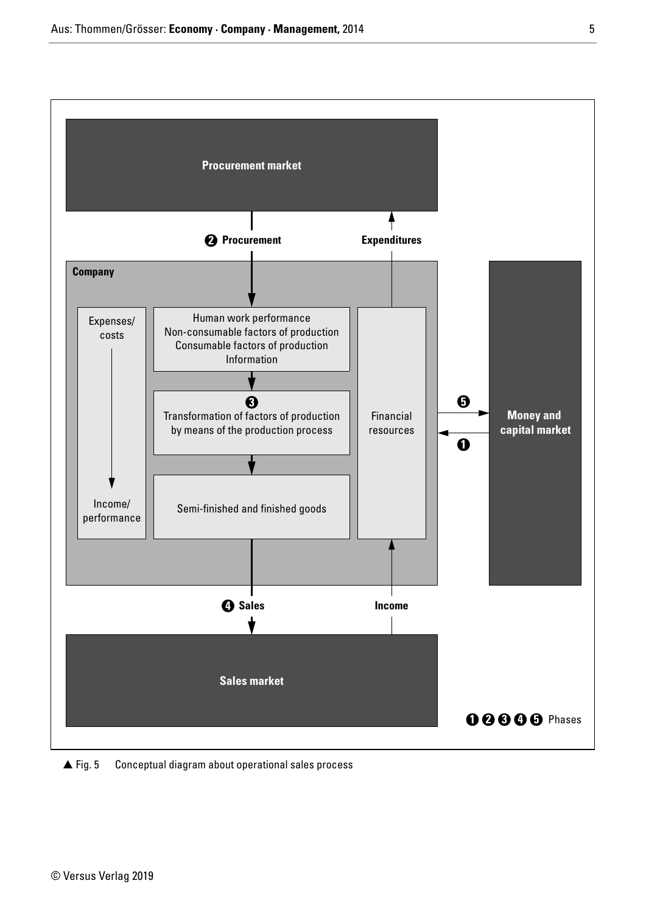Procurement market

❷ Procurement

Expenditures

Company

Expenses/ costs

Income/ performance

Human work performance
Non-consumable factors of production
Consumable factors of production
Information

❸
Transformation of factors of production by means of the production process

Semi-finished and finished goods

Financial resources

❺

❶

Money and capital market

❹ Sales

Income

Sales market

❶ ❷ ❸ ❹ ❺ Phases

▲ Fig. 5 Conceptual diagram about operational sales process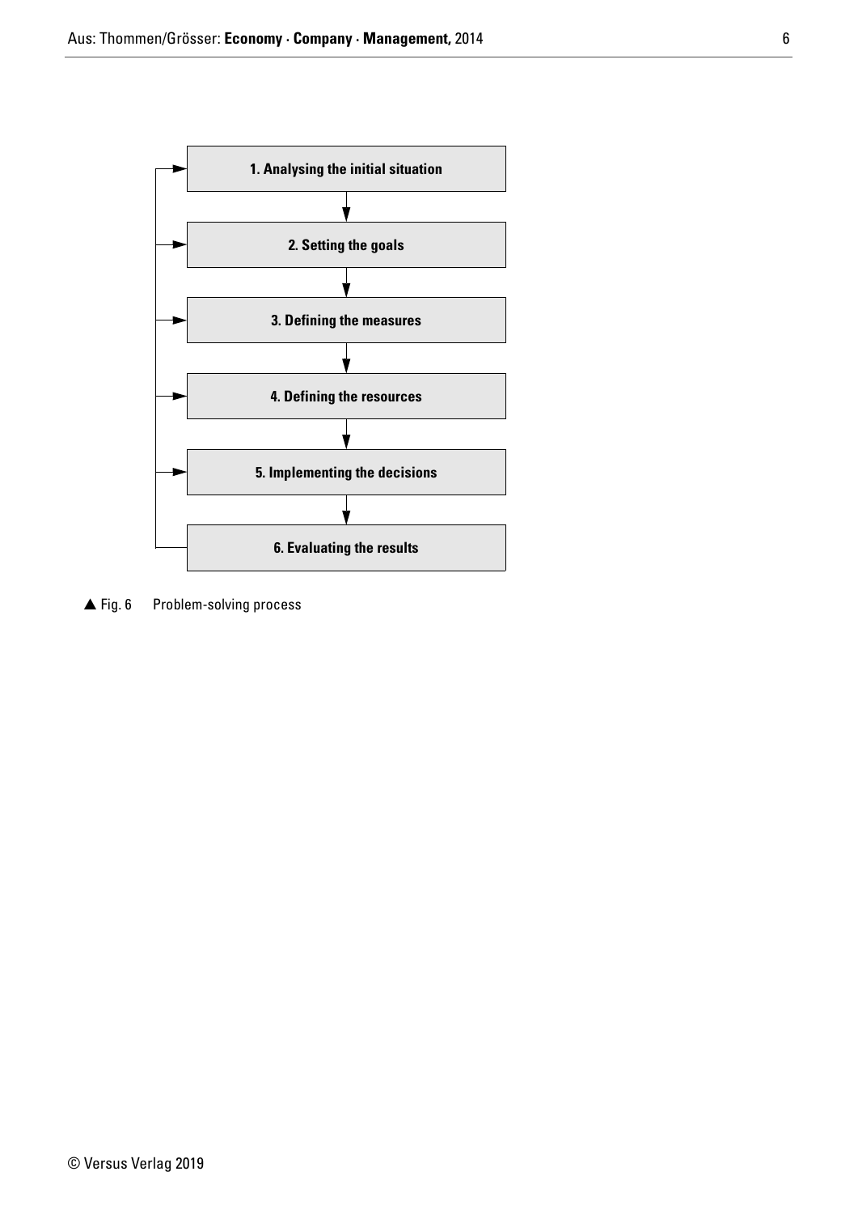1. Analysing the initial situation

2. Setting the goals

3. Defining the measures

4. Defining the resources

5. Implementing the decisions

6. Evaluating the results

▲ Fig. 6 Problem-solving process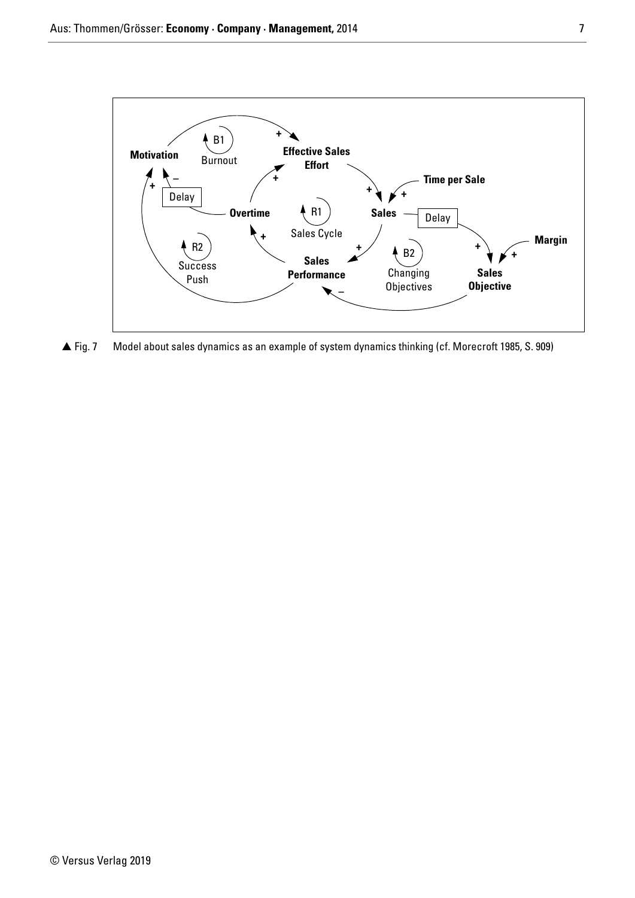▲ Fig. 7 Model about sales dynamics as an example of system dynamics thinking (cf. Morecroft 1985, S. 909)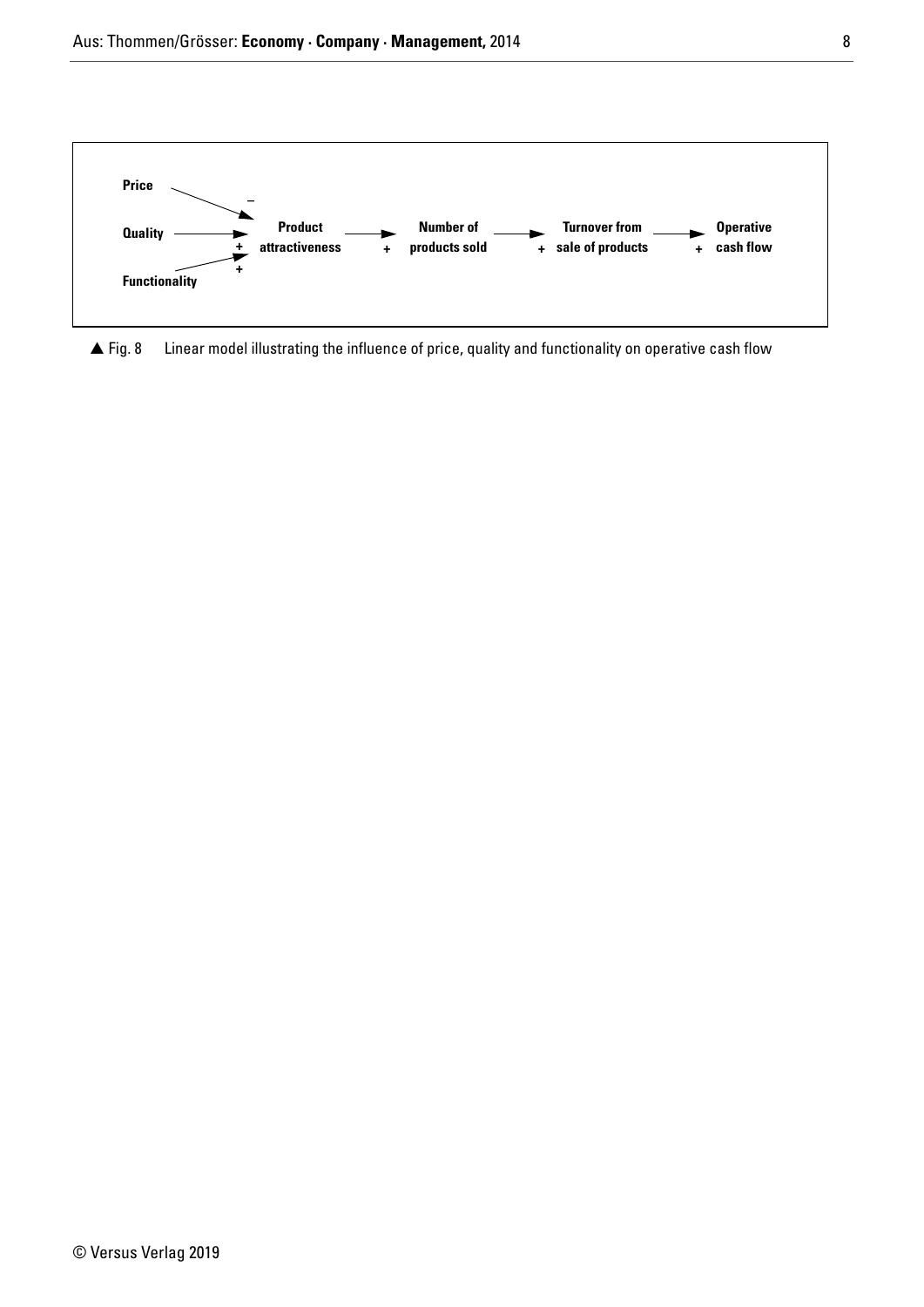Price

Quality

Functionality

Product attractiveness

Number of products sold

Turnover from sale of products

Operative cash flow

▲ Fig. 8 Linear model illustrating the influence of price, quality and functionality on operative cash flow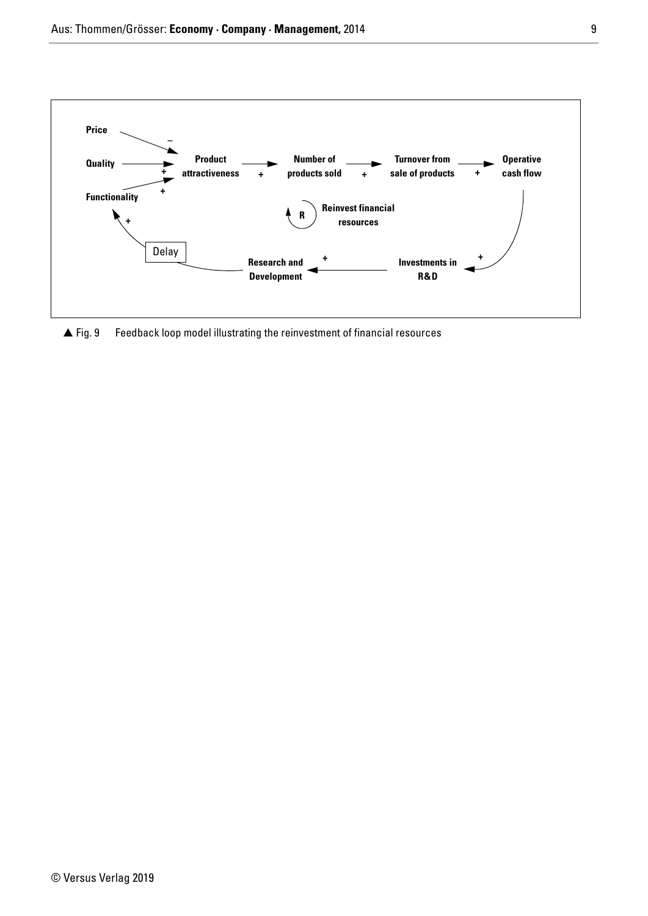Price

Quality

Functionality

Product attractiveness

Number of products sold

Turnover from sale of products

Operative cash flow

Reinvest financial resources

R

Delay

Research and Development

Investments in R&D

▲ Fig. 9 Feedback loop model illustrating the reinvestment of financial resources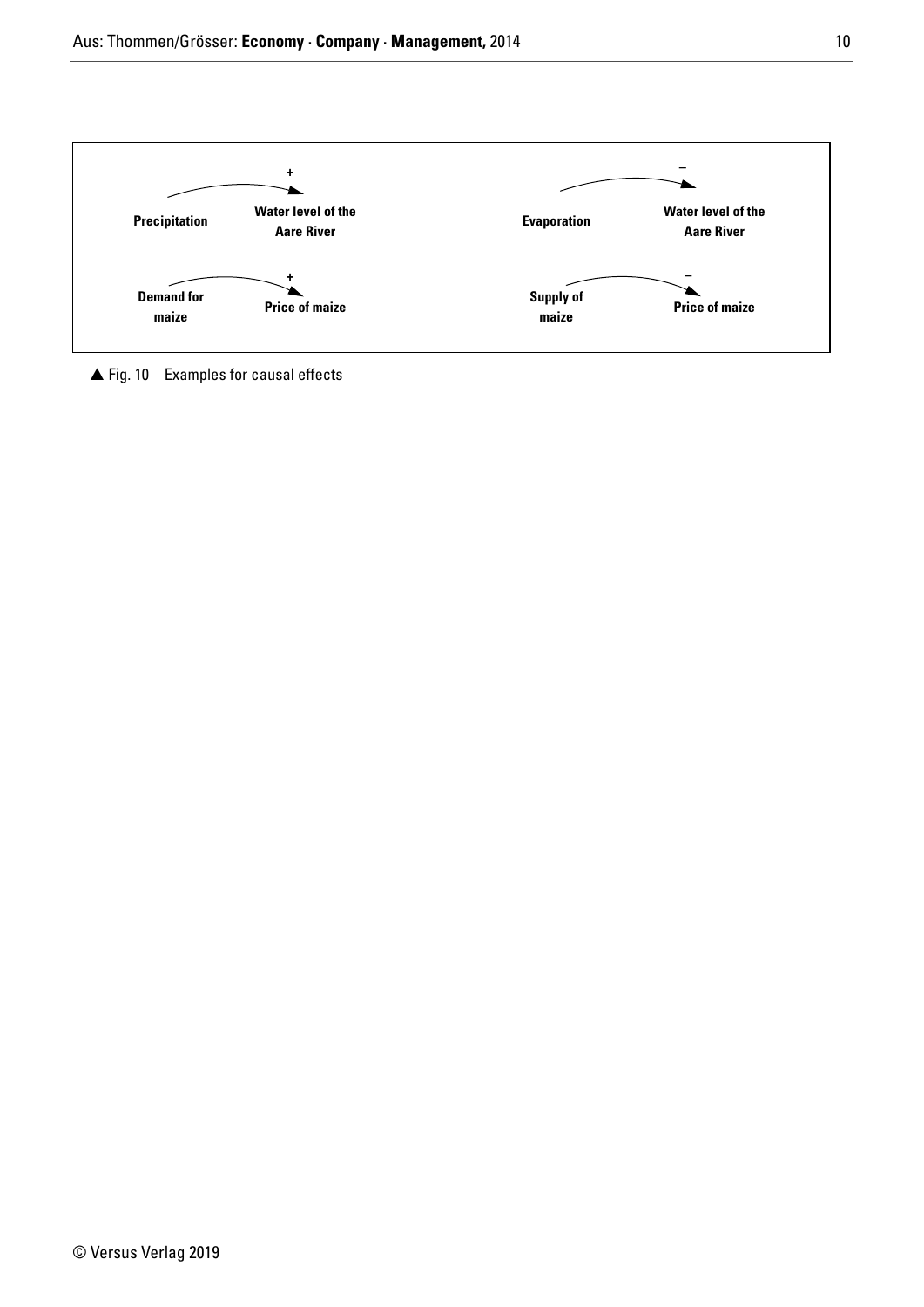| Cause | Effect | Polarity |
| --- | --- | --- |
| Precipitation | Water level of the Aare River | + |
| Evaporation | Water level of the Aare River | – |
| Demand for maize | Price of maize | + |
| Supply of maize | Price of maize | – |

▲ Fig. 10 Examples for causal effects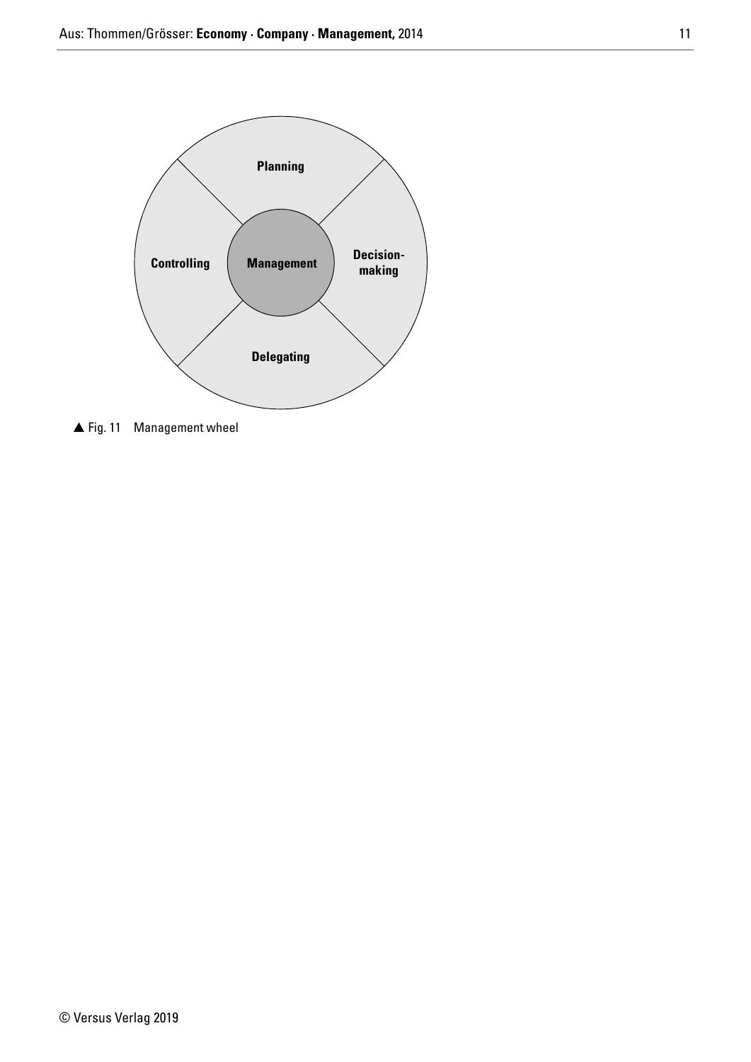Planning

Controlling

Management

Decision-making

Delegating

▲ Fig. 11 Management wheel

© Versus Verlag 2019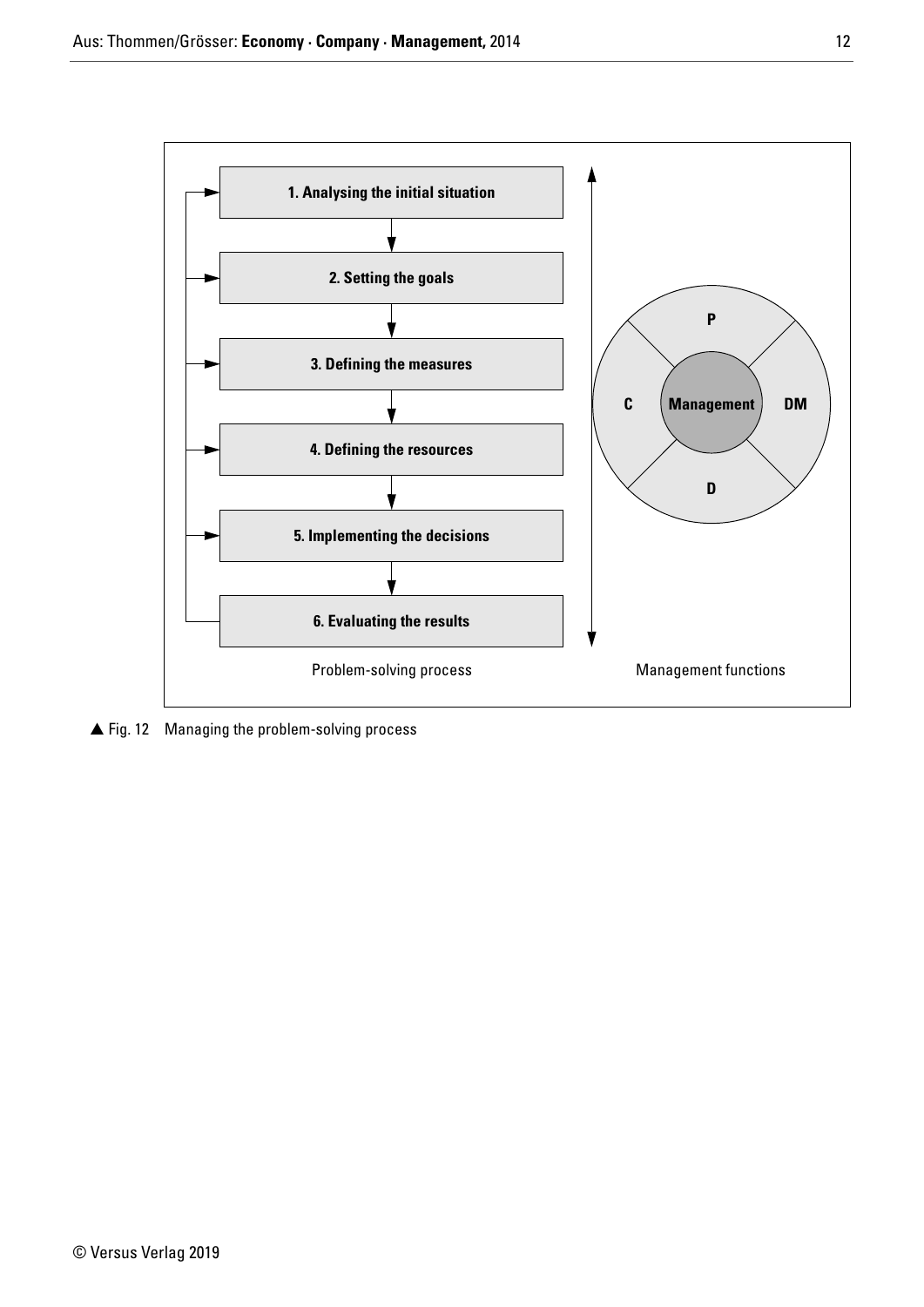1. Analysing the initial situation
2. Setting the goals
3. Defining the measures
4. Defining the resources
5. Implementing the decisions
6. Evaluating the results

Problem-solving process

P
C | Management | DM
D

Management functions

▲ Fig. 12 Managing the problem-solving process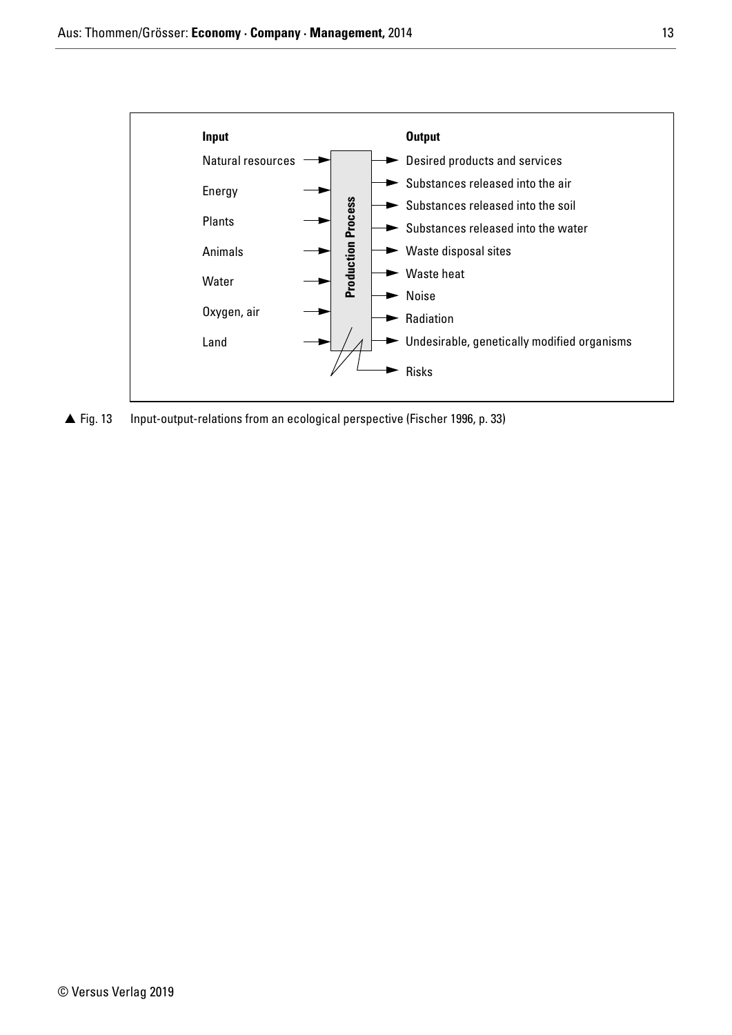| Input | | Output |
| --- | --- | --- |
| Natural resources | **Production Process** | Desired products and services |
| Energy | | Substances released into the air |
| Plants | | Substances released into the soil |
| Animals | | Substances released into the water |
| Water | | Waste disposal sites |
| Oxygen, air | | Waste heat |
| Land | | Noise |
| | | Radiation |
| | | Undesirable, genetically modified organisms |
| | | Risks |

▲ Fig. 13 Input-output-relations from an ecological perspective (Fischer 1996, p. 33)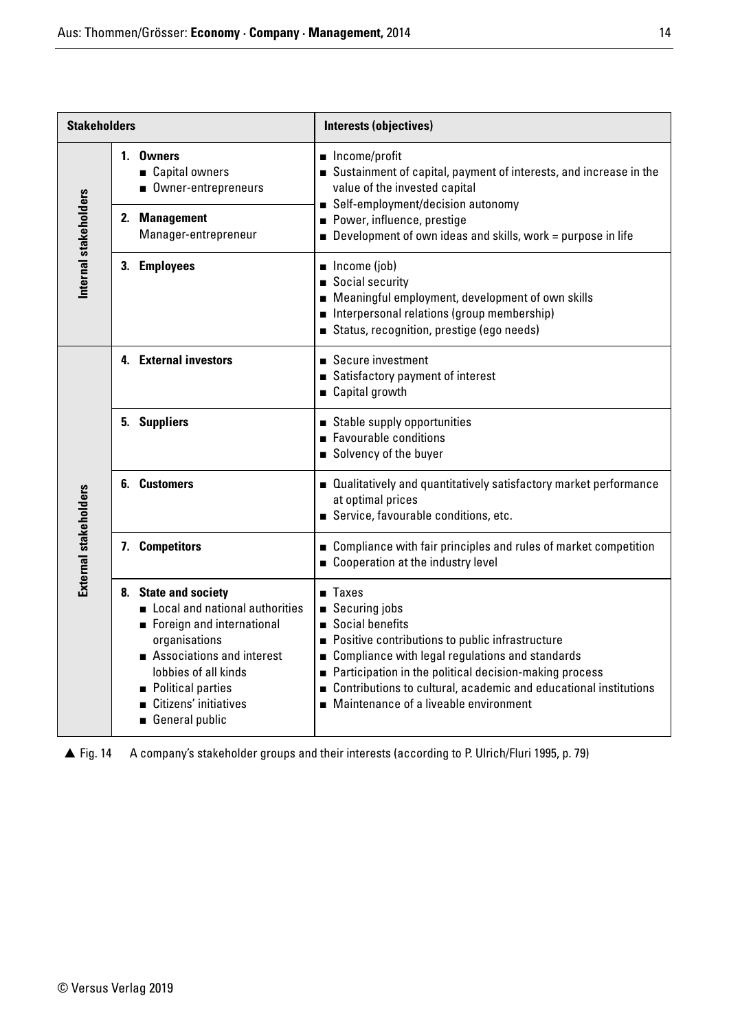| Stakeholders | | Interests (objectives) |
|---|---|---|
| **Internal stakeholders** | **1. Owners**<br>■ Capital owners<br>■ Owner-entrepreneurs | ■ Income/profit<br>■ Sustainment of capital, payment of interests, and increase in the value of the invested capital<br>■ Self-employment/decision autonomy<br>■ Power, influence, prestige<br>■ Development of own ideas and skills, work = purpose in life |
| | **2. Management**<br>Manager-entrepreneur | |
| | **3. Employees** | ■ Income (job)<br>■ Social security<br>■ Meaningful employment, development of own skills<br>■ Interpersonal relations (group membership)<br>■ Status, recognition, prestige (ego needs) |
| **External stakeholders** | **4. External investors** | ■ Secure investment<br>■ Satisfactory payment of interest<br>■ Capital growth |
| | **5. Suppliers** | ■ Stable supply opportunities<br>■ Favourable conditions<br>■ Solvency of the buyer |
| | **6. Customers** | ■ Qualitatively and quantitatively satisfactory market performance at optimal prices<br>■ Service, favourable conditions, etc. |
| | **7. Competitors** | ■ Compliance with fair principles and rules of market competition<br>■ Cooperation at the industry level |
| | **8. State and society**<br>■ Local and national authorities<br>■ Foreign and international organisations<br>■ Associations and interest lobbies of all kinds<br>■ Political parties<br>■ Citizens' initiatives<br>■ General public | ■ Taxes<br>■ Securing jobs<br>■ Social benefits<br>■ Positive contributions to public infrastructure<br>■ Compliance with legal regulations and standards<br>■ Participation in the political decision-making process<br>■ Contributions to cultural, academic and educational institutions<br>■ Maintenance of a liveable environment |

▲ Fig. 14 A company's stakeholder groups and their interests (according to P. Ulrich/Fluri 1995, p. 79)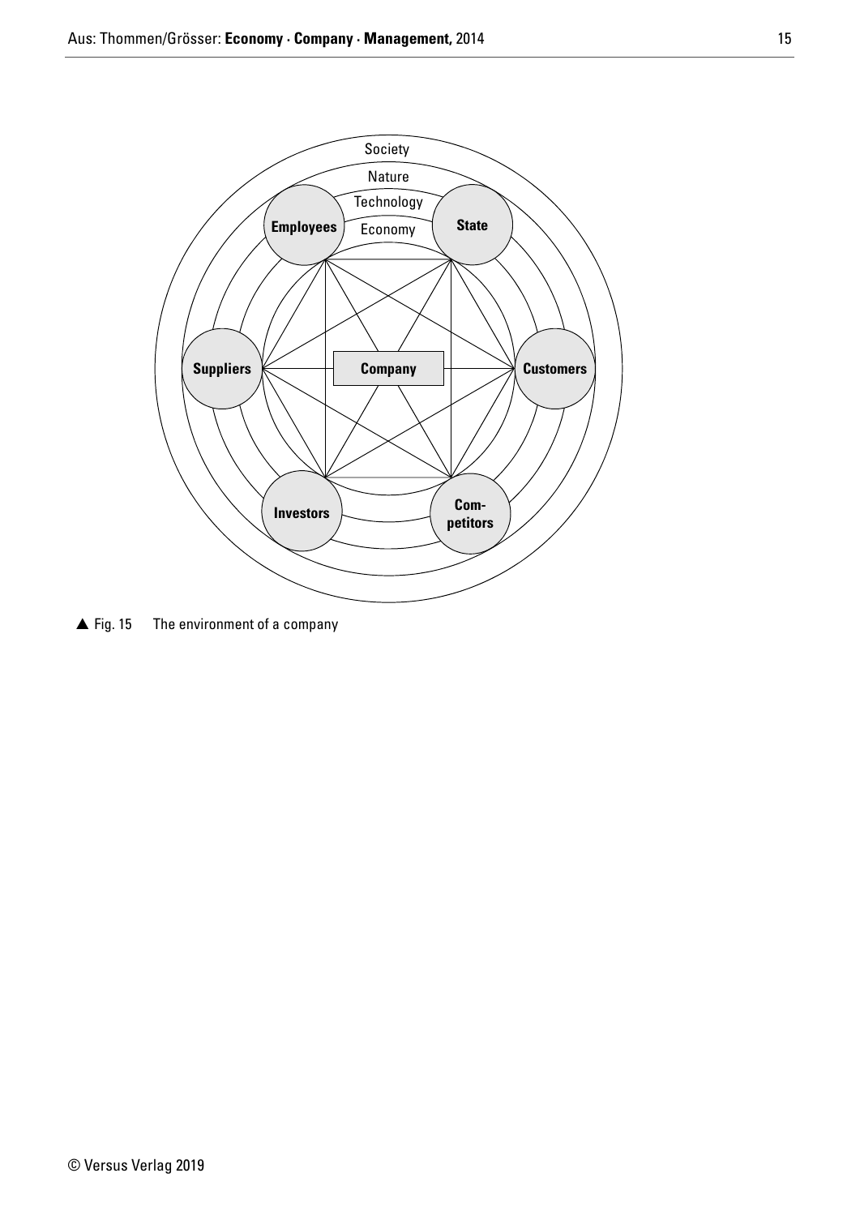Society

Nature

Technology

Economy

**Employees**

**State**

**Suppliers**

**Company**

**Customers**

**Investors**

**Com-petitors**

▲ Fig. 15 The environment of a company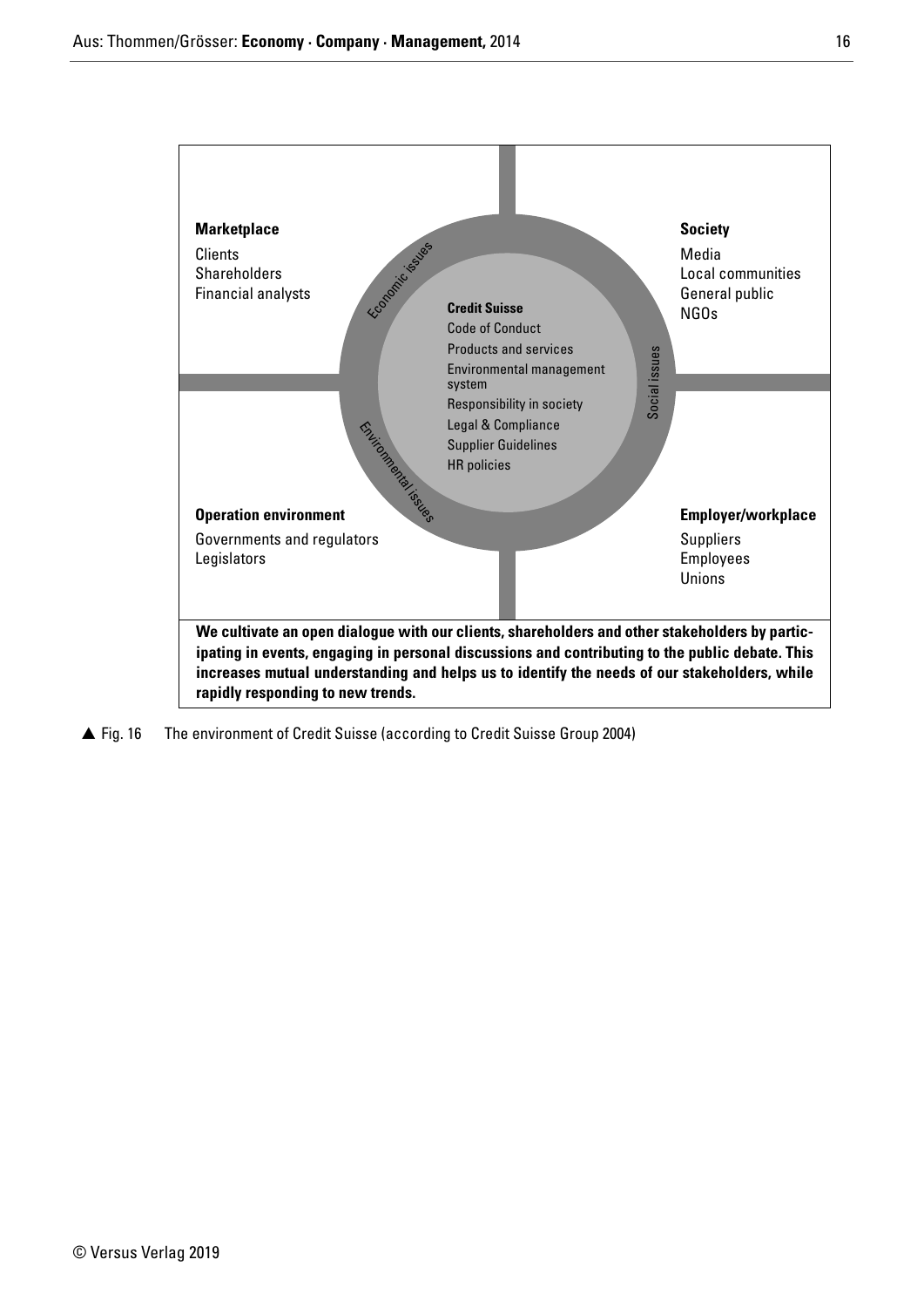**Marketplace**

Clients
Shareholders
Financial analysts

**Society**

Media
Local communities
General public
NGOs

Economic issues

Social issues

Environmental issues

**Credit Suisse**

Code of Conduct
Products and services
Environmental management system
Responsibility in society
Legal & Compliance
Supplier Guidelines
HR policies

**Operation environment**

Governments and regulators
Legislators

**Employer/workplace**

Suppliers
Employees
Unions

**We cultivate an open dialogue with our clients, shareholders and other stakeholders by participating in events, engaging in personal discussions and contributing to the public debate. This increases mutual understanding and helps us to identify the needs of our stakeholders, while rapidly responding to new trends.**

▲ Fig. 16 The environment of Credit Suisse (according to Credit Suisse Group 2004)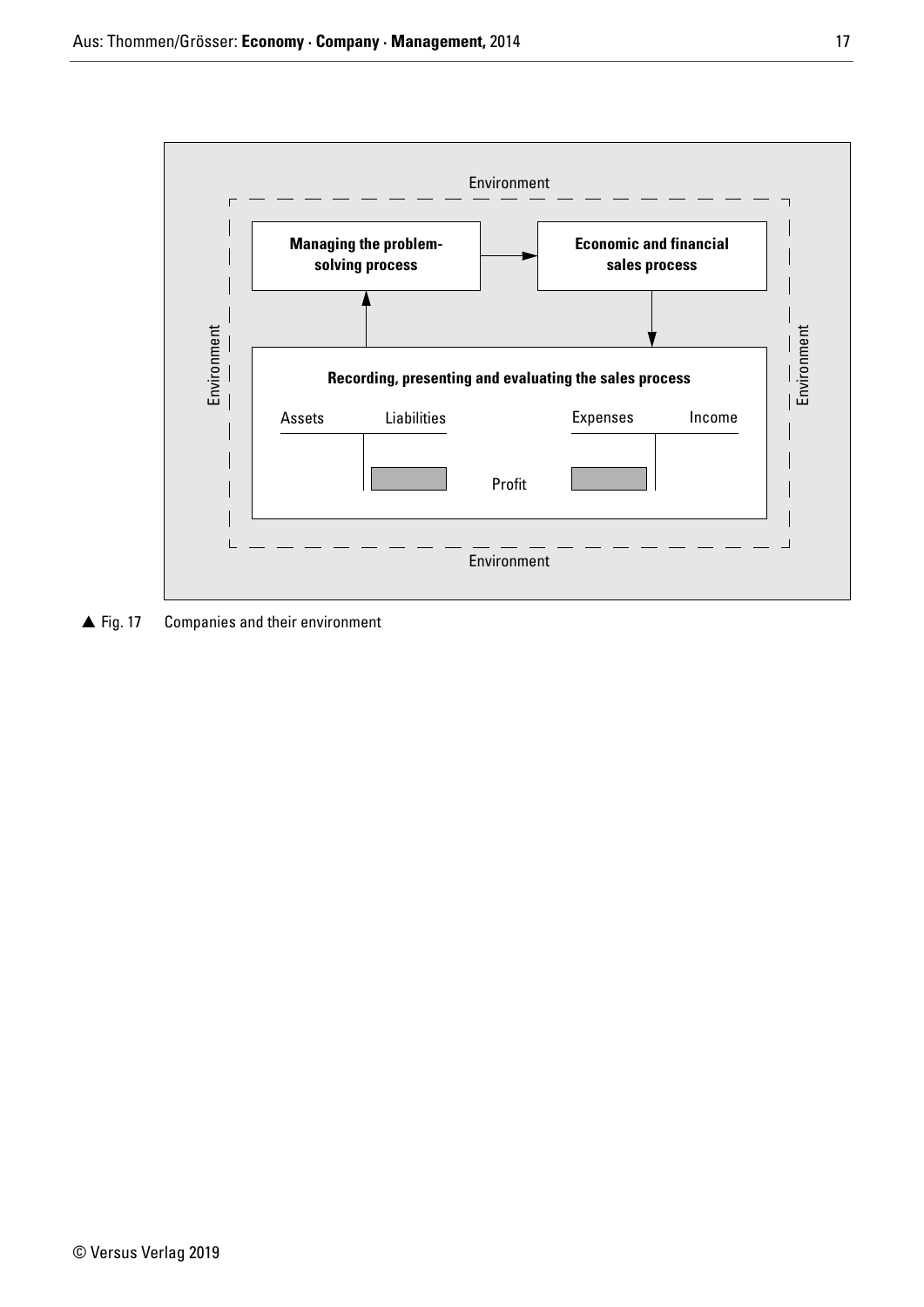Environment

Environment

Environment

Environment

**Managing the problem-solving process**

**Economic and financial sales process**

**Recording, presenting and evaluating the sales process**

Assets | Liabilities

Expenses | Income

Profit

▲ Fig. 17 Companies and their environment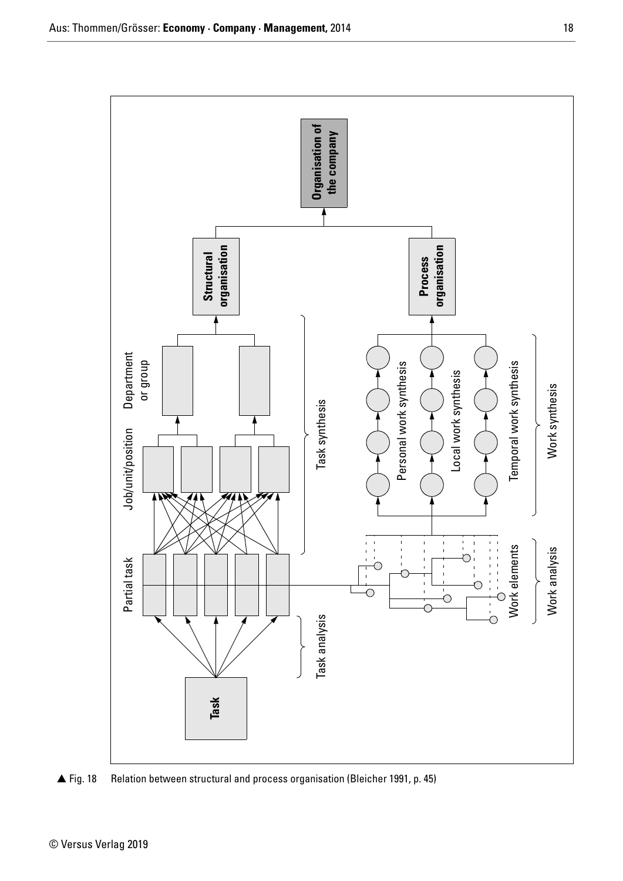Task

Task analysis

Partial task

Job/unit/position

Department or group

Task synthesis

Structural organisation

Work elements

Work analysis

Personal work synthesis

Local work synthesis

Temporal work synthesis

Work synthesis

Process organisation

Organisation of the company

▲ Fig. 18 Relation between structural and process organisation (Bleicher 1991, p. 45)

© Versus Verlag 2019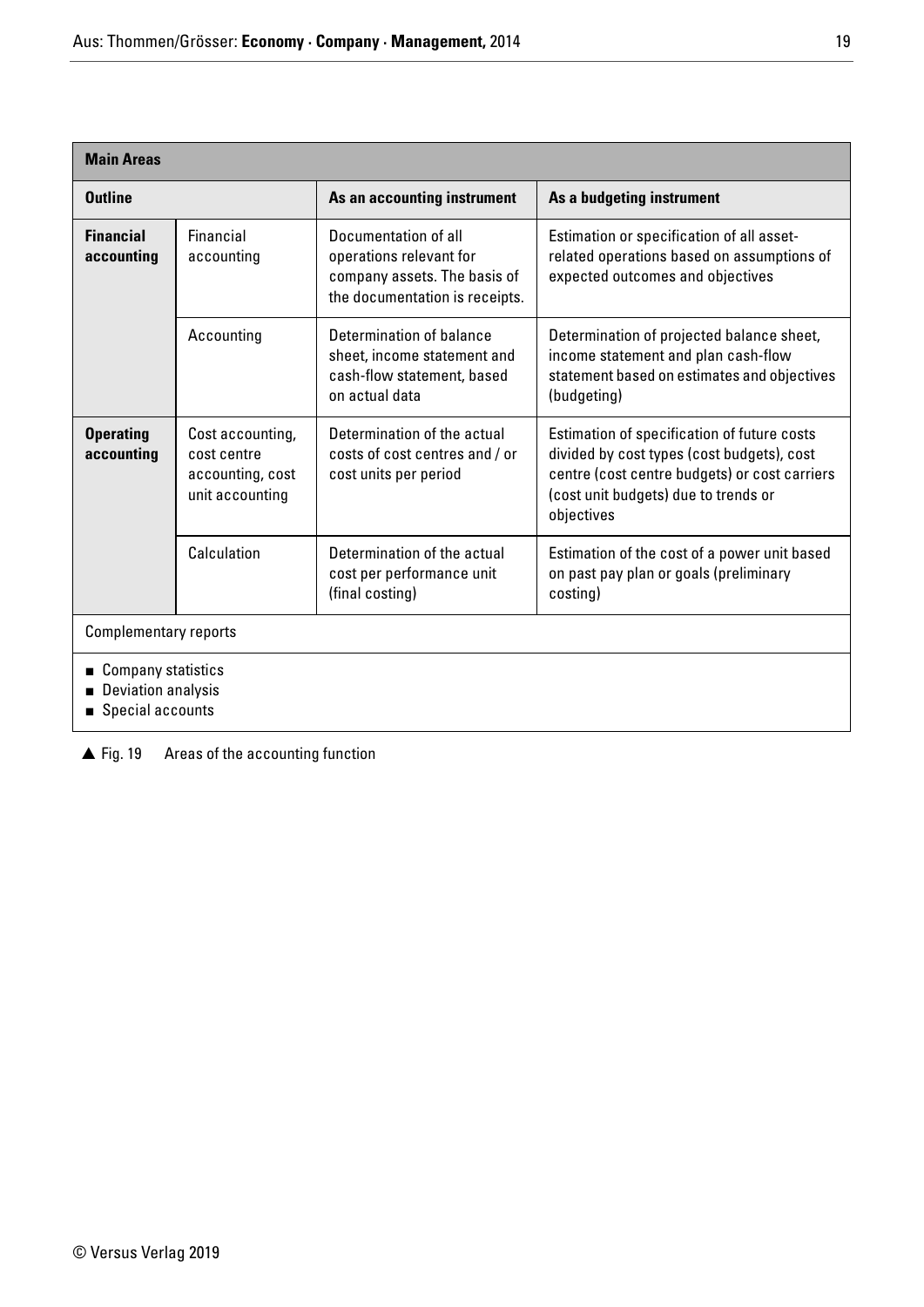| Main Areas | | | |
|---|---|---|---|
| **Outline** | | **As an accounting instrument** | **As a budgeting instrument** |
| **Financial accounting** | Financial accounting | Documentation of all operations relevant for company assets. The basis of the documentation is receipts. | Estimation or specification of all asset-related operations based on assumptions of expected outcomes and objectives |
| | Accounting | Determination of balance sheet, income statement and cash-flow statement, based on actual data | Determination of projected balance sheet, income statement and plan cash-flow statement based on estimates and objectives (budgeting) |
| **Operating accounting** | Cost accounting, cost centre accounting, cost unit accounting | Determination of the actual costs of cost centres and / or cost units per period | Estimation of specification of future costs divided by cost types (cost budgets), cost centre (cost centre budgets) or cost carriers (cost unit budgets) due to trends or objectives |
| | Calculation | Determination of the actual cost per performance unit (final costing) | Estimation of the cost of a power unit based on past pay plan or goals (preliminary costing) |
| Complementary reports | | | |
| ■ Company statistics<br>■ Deviation analysis<br>■ Special accounts | | | |

▲ Fig. 19 Areas of the accounting function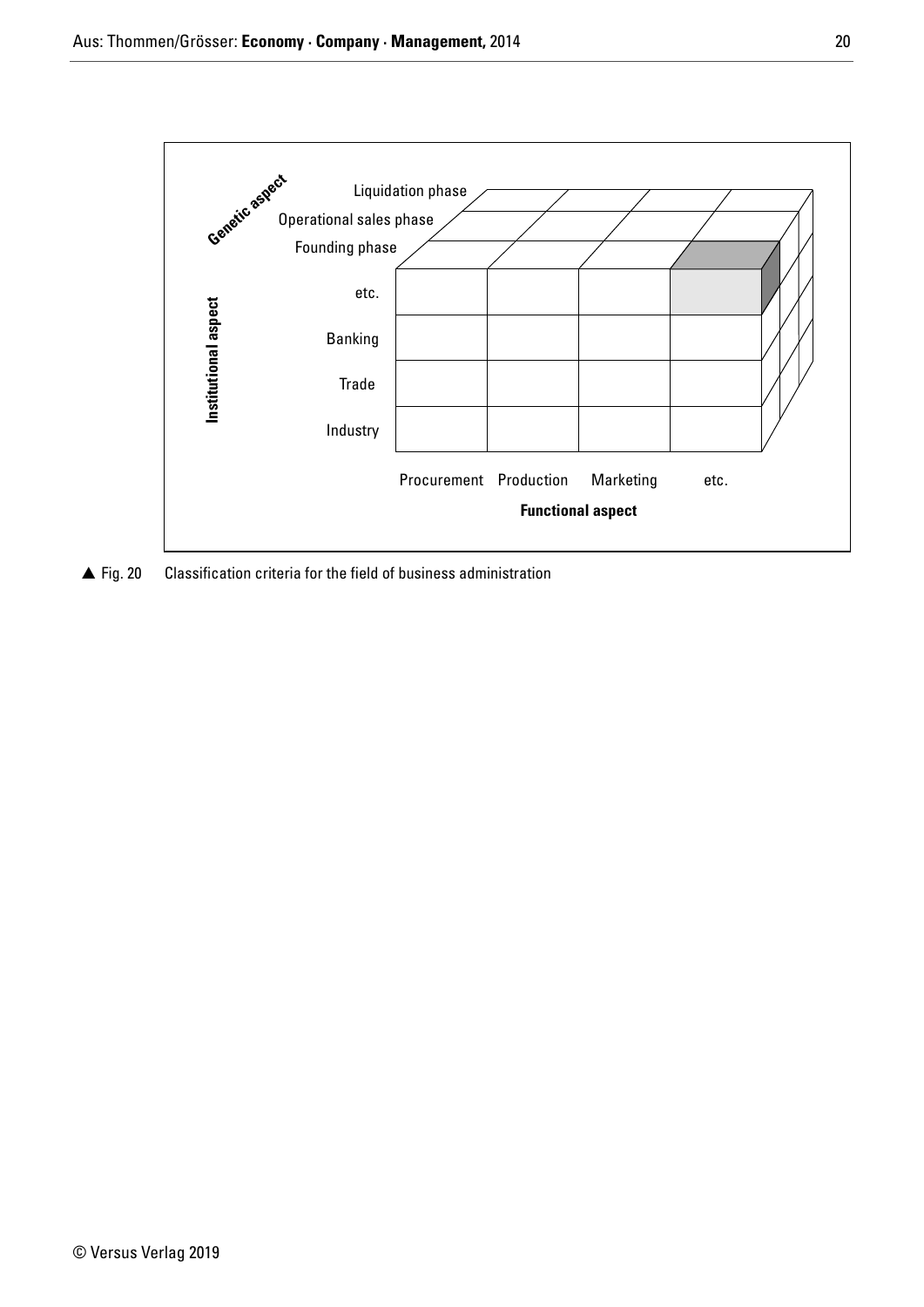Genetic aspect: Liquidation phase, Operational sales phase, Founding phase

Institutional aspect: etc., Banking, Trade, Industry

Functional aspect: Procurement, Production, Marketing, etc.

▲ Fig. 20 Classification criteria for the field of business administration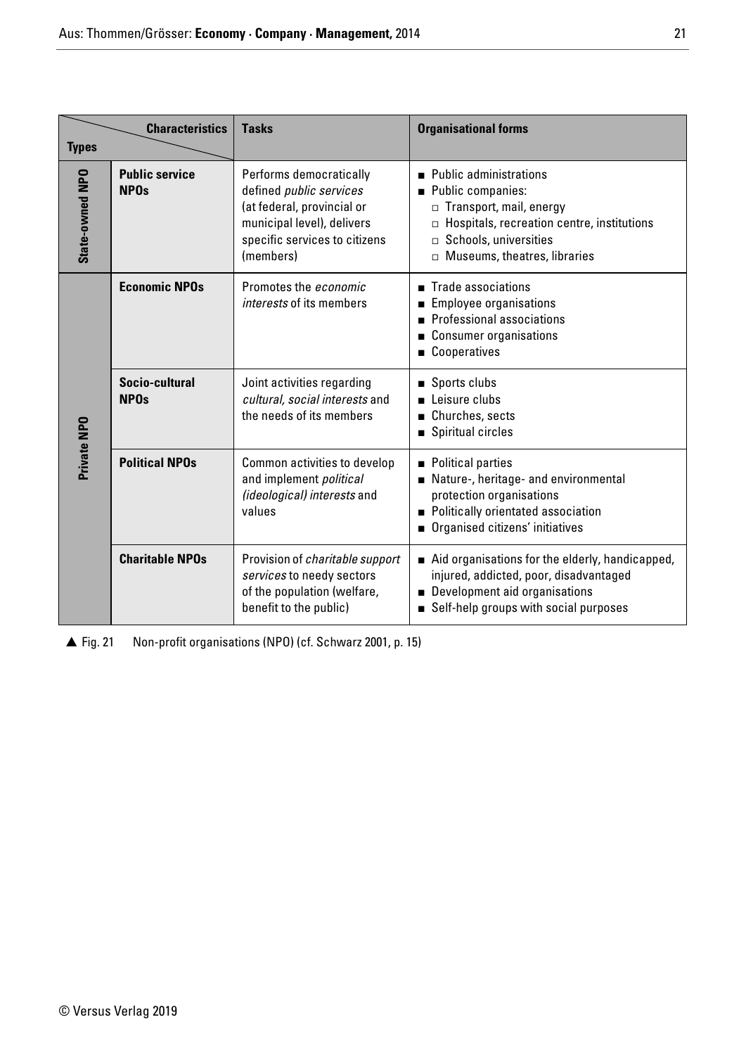| Types | Characteristics | Tasks | Organisational forms |
|---|---|---|---|
| State-owned NPO | **Public service NPOs** | Performs democratically defined *public services* (at federal, provincial or municipal level), delivers specific services to citizens (members) | ■ Public administrations<br>■ Public companies:<br>□ Transport, mail, energy<br>□ Hospitals, recreation centre, institutions<br>□ Schools, universities<br>□ Museums, theatres, libraries |
| Private NPO | **Economic NPOs** | Promotes the *economic interests* of its members | ■ Trade associations<br>■ Employee organisations<br>■ Professional associations<br>■ Consumer organisations<br>■ Cooperatives |
| | **Socio-cultural NPOs** | Joint activities regarding *cultural, social interests* and the needs of its members | ■ Sports clubs<br>■ Leisure clubs<br>■ Churches, sects<br>■ Spiritual circles |
| | **Political NPOs** | Common activities to develop and implement *political (ideological) interests* and values | ■ Political parties<br>■ Nature-, heritage- and environmental protection organisations<br>■ Politically orientated association<br>■ Organised citizens' initiatives |
| | **Charitable NPOs** | Provision of *charitable support services* to needy sectors of the population (welfare, benefit to the public) | ■ Aid organisations for the elderly, handicapped, injured, addicted, poor, disadvantaged<br>■ Development aid organisations<br>■ Self-help groups with social purposes |

▲ Fig. 21 Non-profit organisations (NPO) (cf. Schwarz 2001, p. 15)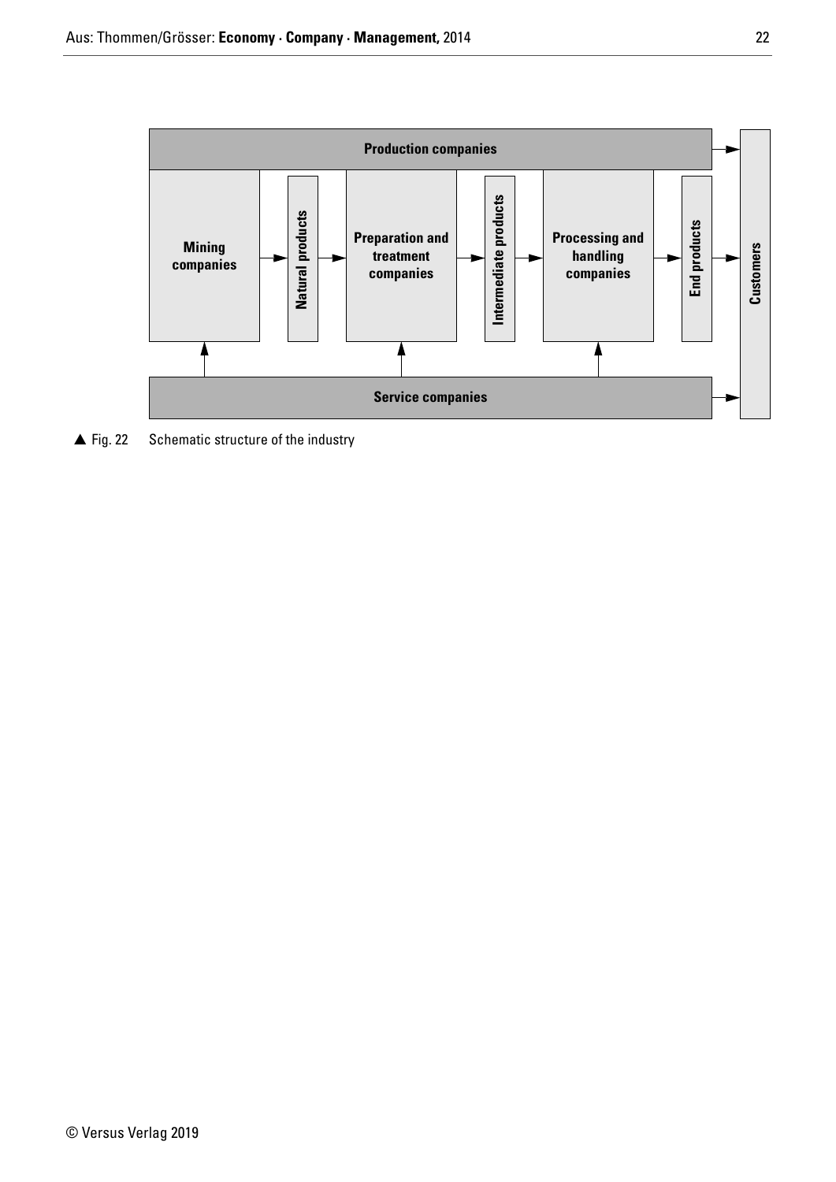Production companies

Mining companies → Natural products → Preparation and treatment companies → Intermediate products → Processing and handling companies → End products → Customers

Service companies

▲ Fig. 22 Schematic structure of the industry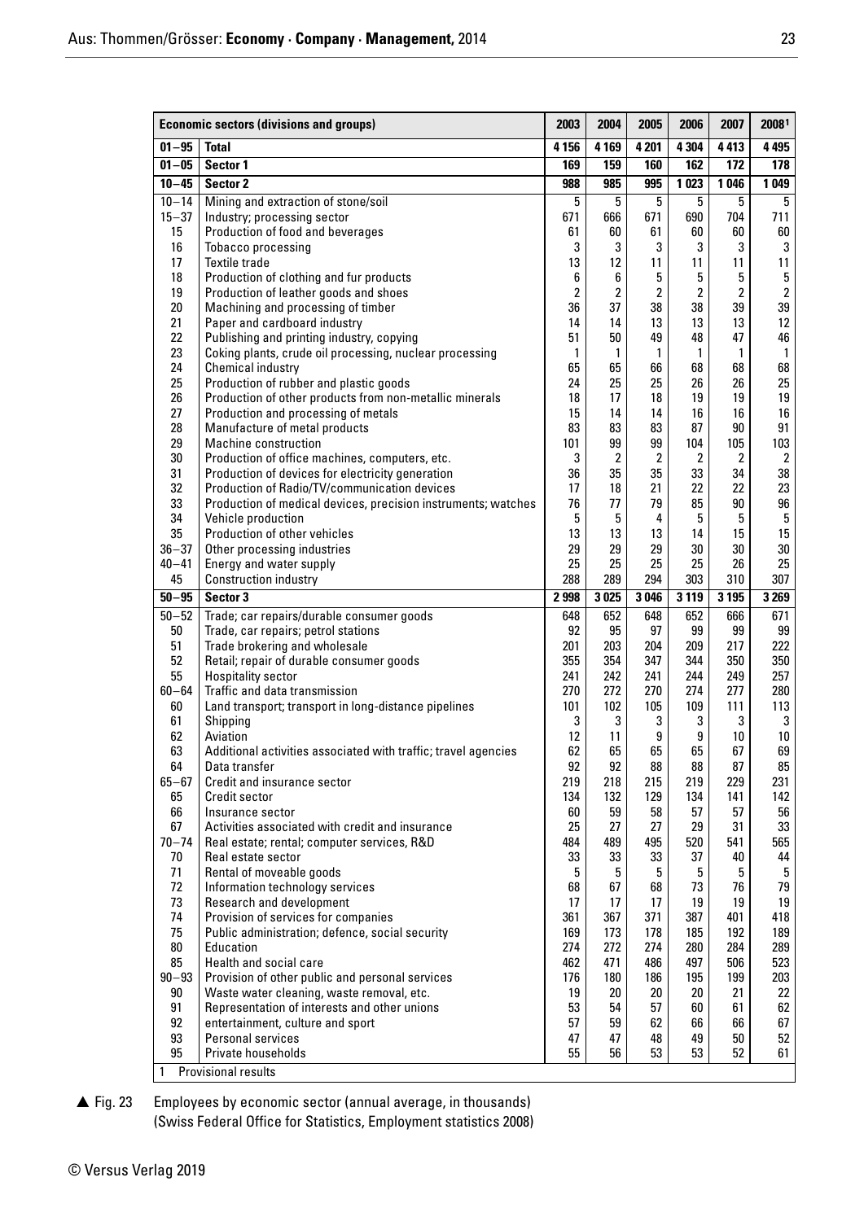| Economic sectors (divisions and groups) | | 2003 | 2004 | 2005 | 2006 | 2007 | 2008[1] |
|---|---|---|---|---|---|---|---|
| **01–95** | **Total** | **4 156** | **4 169** | **4 201** | **4 304** | **4 413** | **4 495** |
| **01–05** | **Sector 1** | **169** | **159** | **160** | **162** | **172** | **178** |
| **10–45** | **Sector 2** | **988** | **985** | **995** | **1 023** | **1 046** | **1 049** |
| 10–14 | Mining and extraction of stone/soil | 5 | 5 | 5 | 5 | 5 | 5 |
| 15–37 | Industry; processing sector | 671 | 666 | 671 | 690 | 704 | 711 |
| 15 | Production of food and beverages | 61 | 60 | 61 | 60 | 60 | 60 |
| 16 | Tobacco processing | 3 | 3 | 3 | 3 | 3 | 3 |
| 17 | Textile trade | 13 | 12 | 11 | 11 | 11 | 11 |
| 18 | Production of clothing and fur products | 6 | 6 | 5 | 5 | 5 | 5 |
| 19 | Production of leather goods and shoes | 2 | 2 | 2 | 2 | 2 | 2 |
| 20 | Machining and processing of timber | 36 | 37 | 38 | 38 | 39 | 39 |
| 21 | Paper and cardboard industry | 14 | 14 | 13 | 13 | 13 | 12 |
| 22 | Publishing and printing industry, copying | 51 | 50 | 49 | 48 | 47 | 46 |
| 23 | Coking plants, crude oil processing, nuclear processing | 1 | 1 | 1 | 1 | 1 | 1 |
| 24 | Chemical industry | 65 | 65 | 66 | 68 | 68 | 68 |
| 25 | Production of rubber and plastic goods | 24 | 25 | 25 | 26 | 26 | 25 |
| 26 | Production of other products from non-metallic minerals | 18 | 17 | 18 | 19 | 19 | 19 |
| 27 | Production and processing of metals | 15 | 14 | 14 | 16 | 16 | 16 |
| 28 | Manufacture of metal products | 83 | 83 | 83 | 87 | 90 | 91 |
| 29 | Machine construction | 101 | 99 | 99 | 104 | 105 | 103 |
| 30 | Production of office machines, computers, etc. | 3 | 2 | 2 | 2 | 2 | 2 |
| 31 | Production of devices for electricity generation | 36 | 35 | 35 | 33 | 34 | 38 |
| 32 | Production of Radio/TV/communication devices | 17 | 18 | 21 | 22 | 22 | 23 |
| 33 | Production of medical devices, precision instruments; watches | 76 | 77 | 79 | 85 | 90 | 96 |
| 34 | Vehicle production | 5 | 5 | 4 | 5 | 5 | 5 |
| 35 | Production of other vehicles | 13 | 13 | 13 | 14 | 15 | 15 |
| 36–37 | Other processing industries | 29 | 29 | 29 | 30 | 30 | 30 |
| 40–41 | Energy and water supply | 25 | 25 | 25 | 25 | 26 | 25 |
| 45 | Construction industry | 288 | 289 | 294 | 303 | 310 | 307 |
| **50–95** | **Sector 3** | **2 998** | **3 025** | **3 046** | **3 119** | **3 195** | **3 269** |
| 50–52 | Trade; car repairs/durable consumer goods | 648 | 652 | 648 | 652 | 666 | 671 |
| 50 | Trade, car repairs; petrol stations | 92 | 95 | 97 | 99 | 99 | 99 |
| 51 | Trade brokering and wholesale | 201 | 203 | 204 | 209 | 217 | 222 |
| 52 | Retail; repair of durable consumer goods | 355 | 354 | 347 | 344 | 350 | 350 |
| 55 | Hospitality sector | 241 | 242 | 241 | 244 | 249 | 257 |
| 60–64 | Traffic and data transmission | 270 | 272 | 270 | 274 | 277 | 280 |
| 60 | Land transport; transport in long-distance pipelines | 101 | 102 | 105 | 109 | 111 | 113 |
| 61 | Shipping | 3 | 3 | 3 | 3 | 3 | 3 |
| 62 | Aviation | 12 | 11 | 9 | 9 | 10 | 10 |
| 63 | Additional activities associated with traffic; travel agencies | 62 | 65 | 65 | 65 | 67 | 69 |
| 64 | Data transfer | 92 | 92 | 88 | 88 | 87 | 85 |
| 65–67 | Credit and insurance sector | 219 | 218 | 215 | 219 | 229 | 231 |
| 65 | Credit sector | 134 | 132 | 129 | 134 | 141 | 142 |
| 66 | Insurance sector | 60 | 59 | 58 | 57 | 57 | 56 |
| 67 | Activities associated with credit and insurance | 25 | 27 | 27 | 29 | 31 | 33 |
| 70–74 | Real estate; rental; computer services, R&D | 484 | 489 | 495 | 520 | 541 | 565 |
| 70 | Real estate sector | 33 | 33 | 33 | 37 | 40 | 44 |
| 71 | Rental of moveable goods | 5 | 5 | 5 | 5 | 5 | 5 |
| 72 | Information technology services | 68 | 67 | 68 | 73 | 76 | 79 |
| 73 | Research and development | 17 | 17 | 17 | 19 | 19 | 19 |
| 74 | Provision of services for companies | 361 | 367 | 371 | 387 | 401 | 418 |
| 75 | Public administration; defence, social security | 169 | 173 | 178 | 185 | 192 | 189 |
| 80 | Education | 274 | 272 | 274 | 280 | 284 | 289 |
| 85 | Health and social care | 462 | 471 | 486 | 497 | 506 | 523 |
| 90–93 | Provision of other public and personal services | 176 | 180 | 186 | 195 | 199 | 203 |
| 90 | Waste water cleaning, waste removal, etc. | 19 | 20 | 20 | 20 | 21 | 22 |
| 91 | Representation of interests and other unions | 53 | 54 | 57 | 60 | 61 | 62 |
| 92 | entertainment, culture and sport | 57 | 59 | 62 | 66 | 66 | 67 |
| 93 | Personal services | 47 | 47 | 48 | 49 | 50 | 52 |
| 95 | Private households | 55 | 56 | 53 | 53 | 52 | 61 |

1 Provisional results

▲ Fig. 23 Employees by economic sector (annual average, in thousands) (Swiss Federal Office for Statistics, Employment statistics 2008)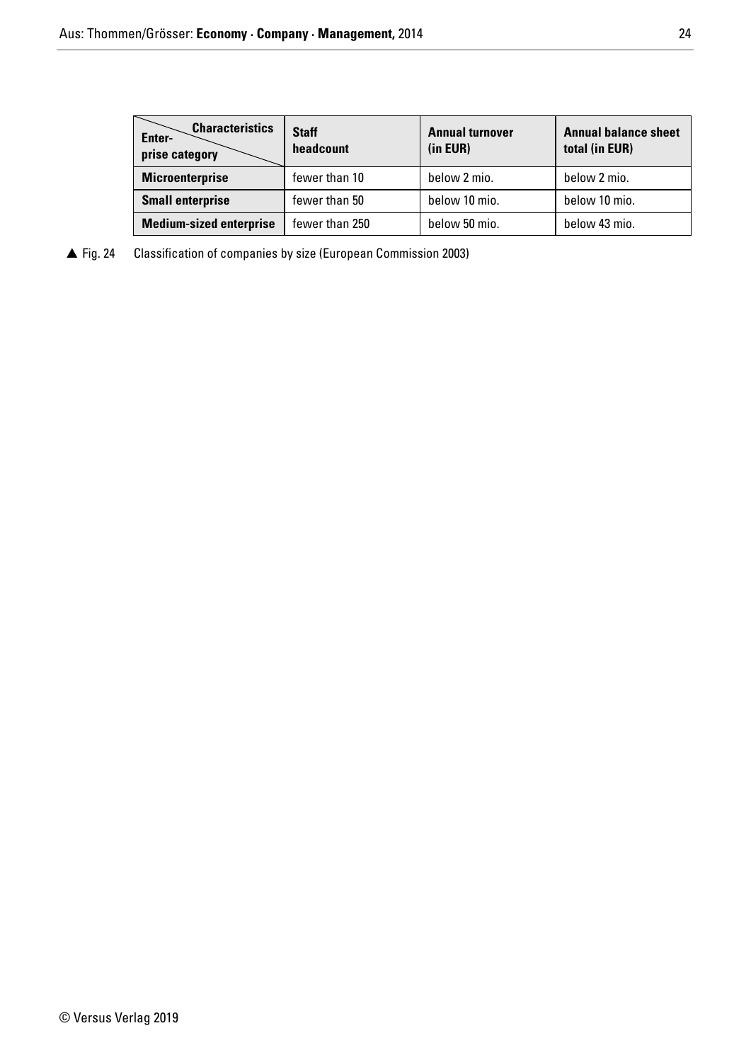| Enterprise category / Characteristics | Staff headcount | Annual turnover (in EUR) | Annual balance sheet total (in EUR) |
|---|---|---|---|
| **Microenterprise** | fewer than 10 | below 2 mio. | below 2 mio. |
| **Small enterprise** | fewer than 50 | below 10 mio. | below 10 mio. |
| **Medium-sized enterprise** | fewer than 250 | below 50 mio. | below 43 mio. |

▲ Fig. 24 Classification of companies by size (European Commission 2003)

© Versus Verlag 2019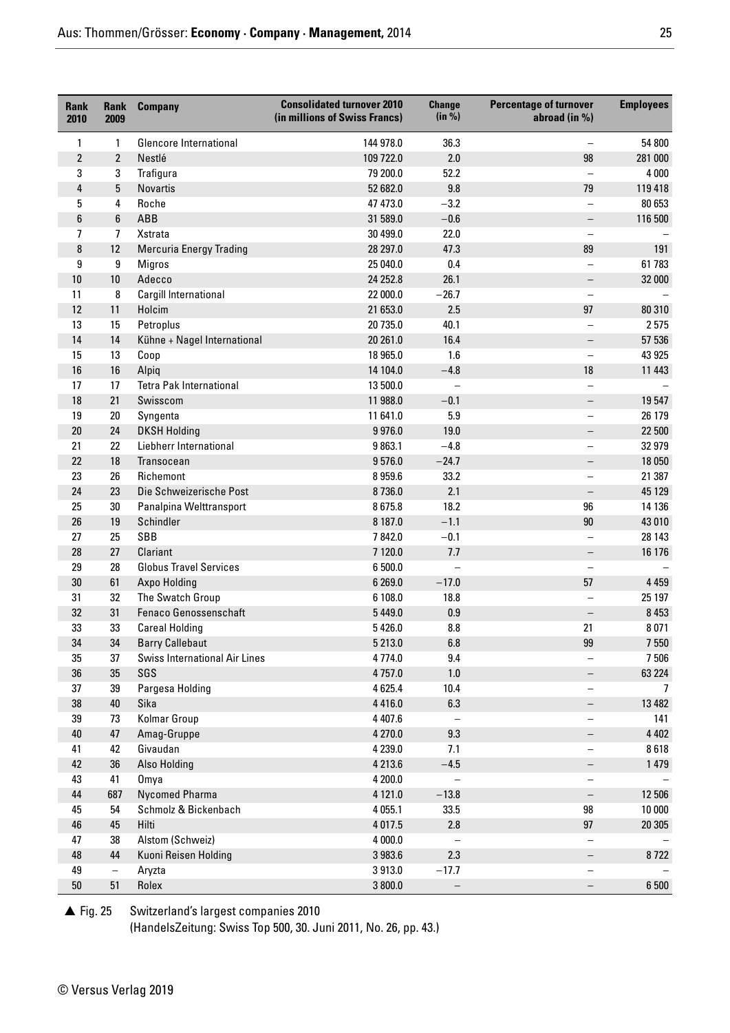| Rank 2010 | Rank 2009 | Company | Consolidated turnover 2010 (in millions of Swiss Francs) | Change (in %) | Percentage of turnover abroad (in %) | Employees |
|---|---|---|---|---|---|---|
| 1 | 1 | Glencore International | 144 978.0 | 36.3 | – | 54 800 |
| 2 | 2 | Nestlé | 109 722.0 | 2.0 | 98 | 281 000 |
| 3 | 3 | Trafigura | 79 200.0 | 52.2 | – | 4 000 |
| 4 | 5 | Novartis | 52 682.0 | 9.8 | 79 | 119 418 |
| 5 | 4 | Roche | 47 473.0 | −3.2 | – | 80 653 |
| 6 | 6 | ABB | 31 589.0 | −0.6 | – | 116 500 |
| 7 | 7 | Xstrata | 30 499.0 | 22.0 | – | – |
| 8 | 12 | Mercuria Energy Trading | 28 297.0 | 47.3 | 89 | 191 |
| 9 | 9 | Migros | 25 040.0 | 0.4 | – | 61 783 |
| 10 | 10 | Adecco | 24 252.8 | 26.1 | – | 32 000 |
| 11 | 8 | Cargill International | 22 000.0 | −26.7 | – | – |
| 12 | 11 | Holcim | 21 653.0 | 2.5 | 97 | 80 310 |
| 13 | 15 | Petroplus | 20 735.0 | 40.1 | – | 2 575 |
| 14 | 14 | Kühne + Nagel International | 20 261.0 | 16.4 | – | 57 536 |
| 15 | 13 | Coop | 18 965.0 | 1.6 | – | 43 925 |
| 16 | 16 | Alpiq | 14 104.0 | −4.8 | 18 | 11 443 |
| 17 | 17 | Tetra Pak International | 13 500.0 | – | – | – |
| 18 | 21 | Swisscom | 11 988.0 | −0.1 | – | 19 547 |
| 19 | 20 | Syngenta | 11 641.0 | 5.9 | – | 26 179 |
| 20 | 24 | DKSH Holding | 9 976.0 | 19.0 | – | 22 500 |
| 21 | 22 | Liebherr International | 9 863.1 | −4.8 | – | 32 979 |
| 22 | 18 | Transocean | 9 576.0 | −24.7 | – | 18 050 |
| 23 | 26 | Richemont | 8 959.6 | 33.2 | – | 21 387 |
| 24 | 23 | Die Schweizerische Post | 8 736.0 | 2.1 | – | 45 129 |
| 25 | 30 | Panalpina Welttransport | 8 675.8 | 18.2 | 96 | 14 136 |
| 26 | 19 | Schindler | 8 187.0 | −1.1 | 90 | 43 010 |
| 27 | 25 | SBB | 7 842.0 | −0.1 | – | 28 143 |
| 28 | 27 | Clariant | 7 120.0 | 7.7 | – | 16 176 |
| 29 | 28 | Globus Travel Services | 6 500.0 | – | – | – |
| 30 | 61 | Axpo Holding | 6 269.0 | −17.0 | 57 | 4 459 |
| 31 | 32 | The Swatch Group | 6 108.0 | 18.8 | – | 25 197 |
| 32 | 31 | Fenaco Genossenschaft | 5 449.0 | 0.9 | – | 8 453 |
| 33 | 33 | Careal Holding | 5 426.0 | 8.8 | 21 | 8 071 |
| 34 | 34 | Barry Callebaut | 5 213.0 | 6.8 | 99 | 7 550 |
| 35 | 37 | Swiss International Air Lines | 4 774.0 | 9.4 | – | 7 506 |
| 36 | 35 | SGS | 4 757.0 | 1.0 | – | 63 224 |
| 37 | 39 | Pargesa Holding | 4 625.4 | 10.4 | – | 7 |
| 38 | 40 | Sika | 4 416.0 | 6.3 | – | 13 482 |
| 39 | 73 | Kolmar Group | 4 407.6 | – | – | 141 |
| 40 | 47 | Amag-Gruppe | 4 270.0 | 9.3 | – | 4 402 |
| 41 | 42 | Givaudan | 4 239.0 | 7.1 | – | 8 618 |
| 42 | 36 | Also Holding | 4 213.6 | −4.5 | – | 1 479 |
| 43 | 41 | Omya | 4 200.0 | – | – | – |
| 44 | 687 | Nycomed Pharma | 4 121.0 | −13.8 | – | 12 506 |
| 45 | 54 | Schmolz & Bickenbach | 4 055.1 | 33.5 | 98 | 10 000 |
| 46 | 45 | Hilti | 4 017.5 | 2.8 | 97 | 20 305 |
| 47 | 38 | Alstom (Schweiz) | 4 000.0 | – | – | – |
| 48 | 44 | Kuoni Reisen Holding | 3 983.6 | 2.3 | – | 8 722 |
| 49 | – | Aryzta | 3 913.0 | −17.7 | – | – |
| 50 | 51 | Rolex | 3 800.0 | – | – | 6 500 |

▲ Fig. 25 Switzerland's largest companies 2010
(HandelsZeitung: Swiss Top 500, 30. Juni 2011, No. 26, pp. 43.)

© Versus Verlag 2019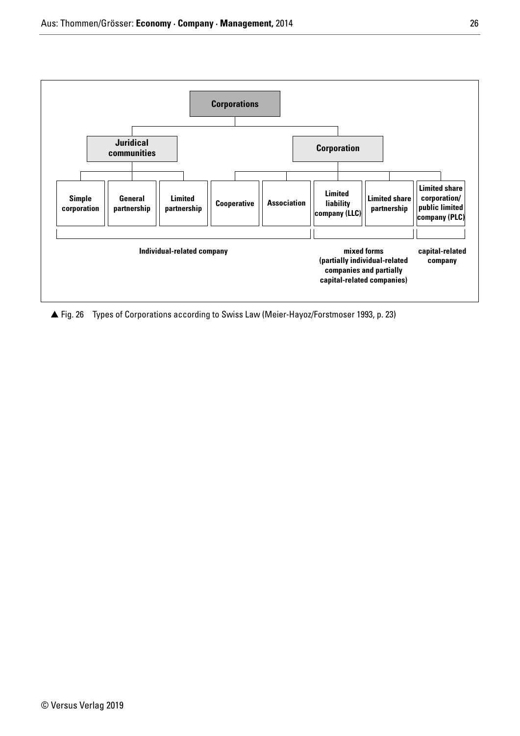**Corporations**

- **Juridical communities**
  - Simple corporation
  - General partnership
  - Limited partnership
- **Corporation**
  - Cooperative
  - Association
  - Limited liability company (LLC)
  - Limited share partnership
  - Limited share corporation/ public limited company (PLC)

| Simple corporation | General partnership | Limited partnership | Cooperative | Association | Limited liability company (LLC) | Limited share partnership | Limited share corporation/ public limited company (PLC) |
|---|---|---|---|---|---|---|---|
| Individual-related company | | | | | mixed forms (partially individual-related companies and partially capital-related companies) | | capital-related company |

▲ Fig. 26 Types of Corporations according to Swiss Law (Meier-Hayoz/Forstmoser 1993, p. 23)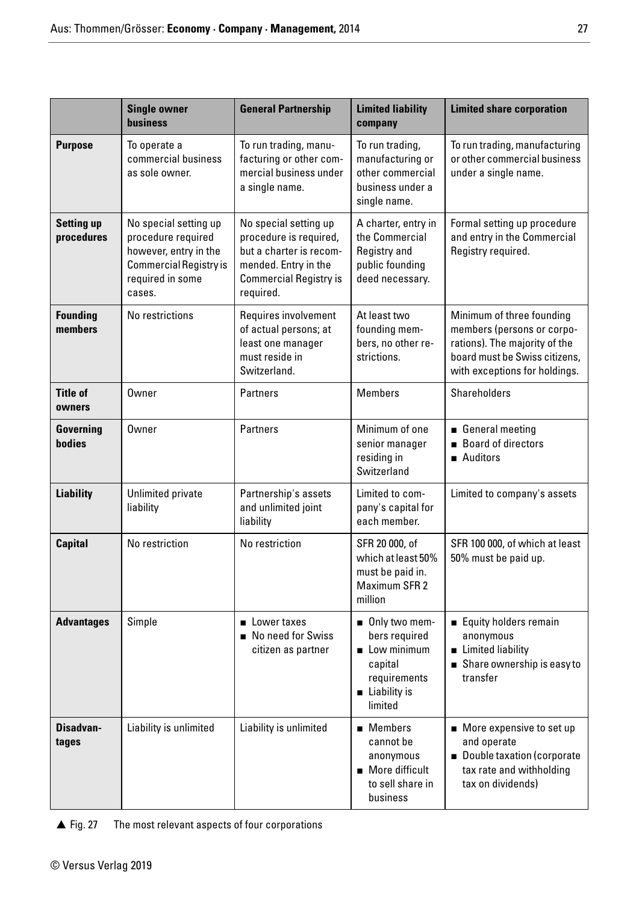| | Single owner business | General Partnership | Limited liability company | Limited share corporation |
|---|---|---|---|---|
| **Purpose** | To operate a commercial business as sole owner. | To run trading, manufacturing or other commercial business under a single name. | To run trading, manufacturing or other commercial business under a single name. | To run trading, manufacturing or other commercial business under a single name. |
| **Setting up procedures** | No special setting up procedure required however, entry in the Commercial Registry is required in some cases. | No special setting up procedure is required, but a charter is recommended. Entry in the Commercial Registry is required. | A charter, entry in the Commercial Registry and public founding deed necessary. | Formal setting up procedure and entry in the Commercial Registry required. |
| **Founding members** | No restrictions | Requires involvement of actual persons; at least one manager must reside in Switzerland. | At least two founding members, no other restrictions. | Minimum of three founding members (persons or corporations). The majority of the board must be Swiss citizens, with exceptions for holdings. |
| **Title of owners** | Owner | Partners | Members | Shareholders |
| **Governing bodies** | Owner | Partners | Minimum of one senior manager residing in Switzerland | ■ General meeting<br>■ Board of directors<br>■ Auditors |
| **Liability** | Unlimited private liability | Partnership's assets and unlimited joint liability | Limited to company's capital for each member. | Limited to company's assets |
| **Capital** | No restriction | No restriction | SFR 20 000, of which at least 50% must be paid in. Maximum SFR 2 million | SFR 100 000, of which at least 50% must be paid up. |
| **Advantages** | Simple | ■ Lower taxes<br>■ No need for Swiss citizen as partner | ■ Only two members required<br>■ Low minimum capital requirements<br>■ Liability is limited | ■ Equity holders remain anonymous<br>■ Limited liability<br>■ Share ownership is easy to transfer |
| **Disadvantages** | Liability is unlimited | Liability is unlimited | ■ Members cannot be anonymous<br>■ More difficult to sell share in business | ■ More expensive to set up and operate<br>■ Double taxation (corporate tax rate and withholding tax on dividends) |

▲ Fig. 27 The most relevant aspects of four corporations

© Versus Verlag 2019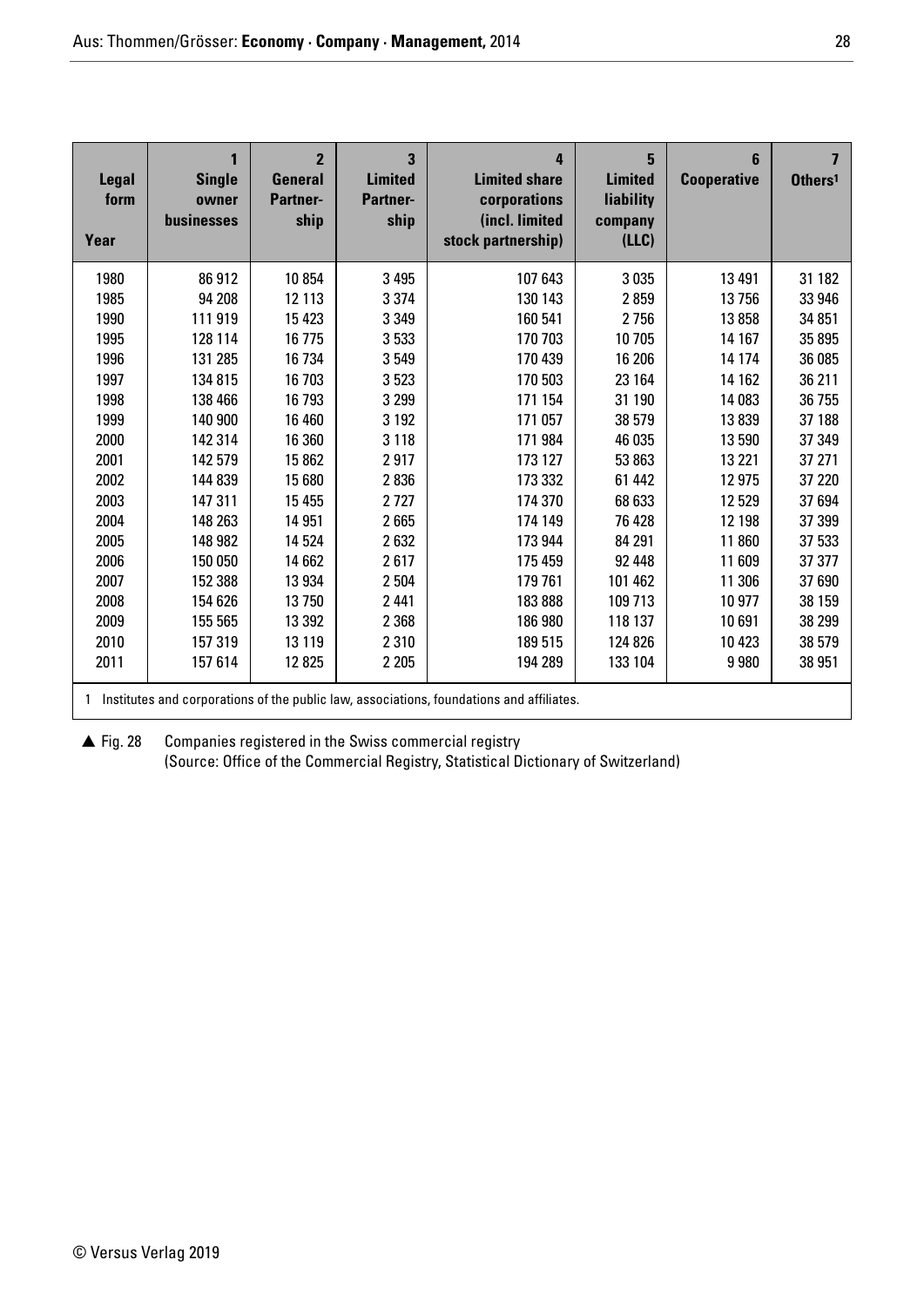| Legal form / Year | 1 Single owner businesses | 2 General Partner-ship | 3 Limited Partner-ship | 4 Limited share corporations (incl. limited stock partnership) | 5 Limited liability company (LLC) | 6 Cooperative | 7 Others[1] |
|---|---|---|---|---|---|---|---|
| 1980 | 86 912 | 10 854 | 3 495 | 107 643 | 3 035 | 13 491 | 31 182 |
| 1985 | 94 208 | 12 113 | 3 374 | 130 143 | 2 859 | 13 756 | 33 946 |
| 1990 | 111 919 | 15 423 | 3 349 | 160 541 | 2 756 | 13 858 | 34 851 |
| 1995 | 128 114 | 16 775 | 3 533 | 170 703 | 10 705 | 14 167 | 35 895 |
| 1996 | 131 285 | 16 734 | 3 549 | 170 439 | 16 206 | 14 174 | 36 085 |
| 1997 | 134 815 | 16 703 | 3 523 | 170 503 | 23 164 | 14 162 | 36 211 |
| 1998 | 138 466 | 16 793 | 3 299 | 171 154 | 31 190 | 14 083 | 36 755 |
| 1999 | 140 900 | 16 460 | 3 192 | 171 057 | 38 579 | 13 839 | 37 188 |
| 2000 | 142 314 | 16 360 | 3 118 | 171 984 | 46 035 | 13 590 | 37 349 |
| 2001 | 142 579 | 15 862 | 2 917 | 173 127 | 53 863 | 13 221 | 37 271 |
| 2002 | 144 839 | 15 680 | 2 836 | 173 332 | 61 442 | 12 975 | 37 220 |
| 2003 | 147 311 | 15 455 | 2 727 | 174 370 | 68 633 | 12 529 | 37 694 |
| 2004 | 148 263 | 14 951 | 2 665 | 174 149 | 76 428 | 12 198 | 37 399 |
| 2005 | 148 982 | 14 524 | 2 632 | 173 944 | 84 291 | 11 860 | 37 533 |
| 2006 | 150 050 | 14 662 | 2 617 | 175 459 | 92 448 | 11 609 | 37 377 |
| 2007 | 152 388 | 13 934 | 2 504 | 179 761 | 101 462 | 11 306 | 37 690 |
| 2008 | 154 626 | 13 750 | 2 441 | 183 888 | 109 713 | 10 977 | 38 159 |
| 2009 | 155 565 | 13 392 | 2 368 | 186 980 | 118 137 | 10 691 | 38 299 |
| 2010 | 157 319 | 13 119 | 2 310 | 189 515 | 124 826 | 10 423 | 38 579 |
| 2011 | 157 614 | 12 825 | 2 205 | 194 289 | 133 104 | 9 980 | 38 951 |

1 Institutes and corporations of the public law, associations, foundations and affiliates.

▲ Fig. 28 Companies registered in the Swiss commercial registry
(Source: Office of the Commercial Registry, Statistical Dictionary of Switzerland)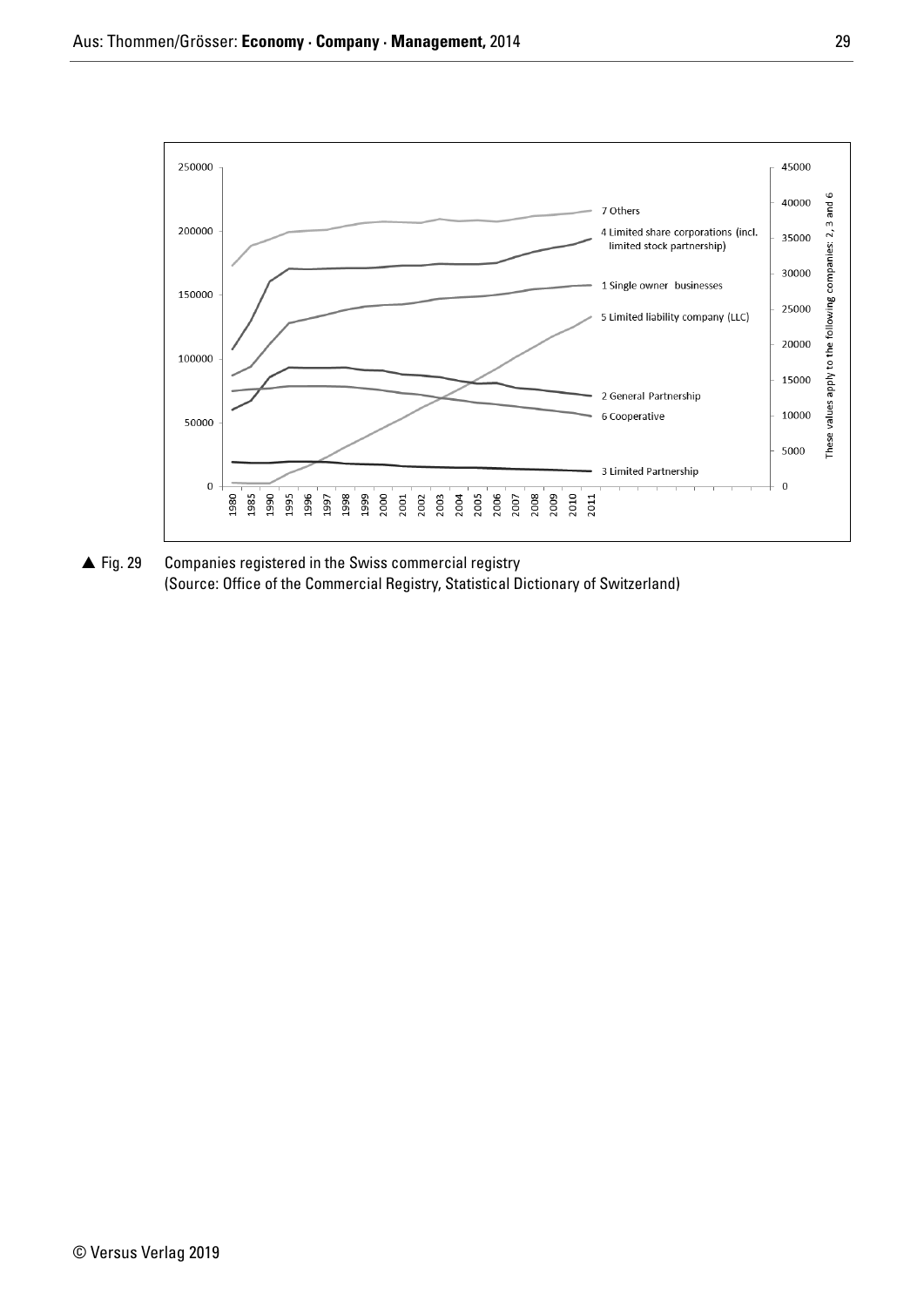▲ Fig. 29 Companies registered in the Swiss commercial registry
(Source: Office of the Commercial Registry, Statistical Dictionary of Switzerland)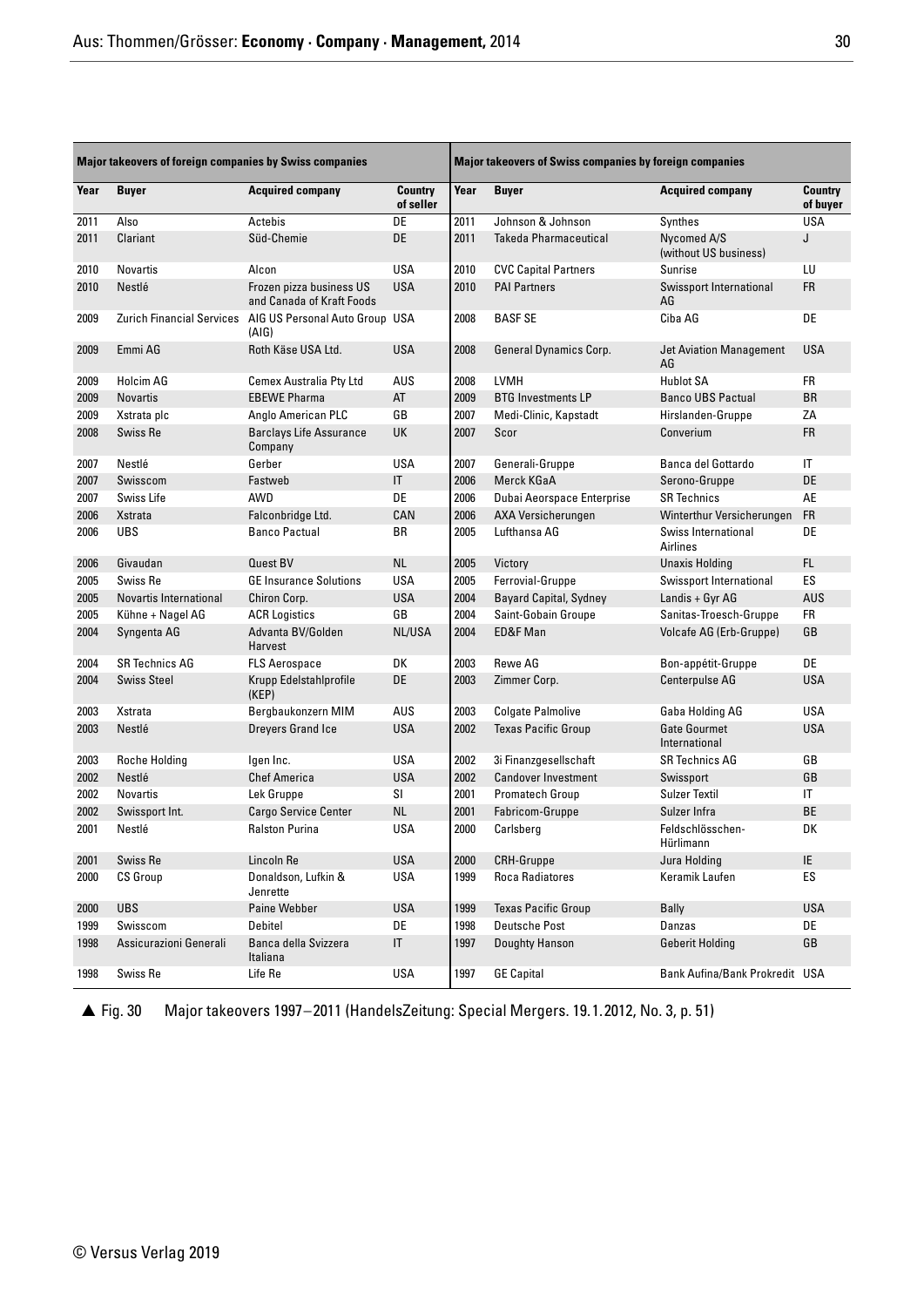| Major takeovers of foreign companies by Swiss companies | | | | Major takeovers of Swiss companies by foreign companies | | | |
|---|---|---|---|---|---|---|---|
| **Year** | **Buyer** | **Acquired company** | **Country of seller** | **Year** | **Buyer** | **Acquired company** | **Country of buyer** |
| 2011 | Also | Actebis | DE | 2011 | Johnson & Johnson | Synthes | USA |
| 2011 | Clariant | Süd-Chemie | DE | 2011 | Takeda Pharmaceutical | Nycomed A/S (without US business) | J |
| 2010 | Novartis | Alcon | USA | 2010 | CVC Capital Partners | Sunrise | LU |
| 2010 | Nestlé | Frozen pizza business US and Canada of Kraft Foods | USA | 2010 | PAI Partners | Swissport International AG | FR |
| 2009 | Zurich Financial Services | AIG US Personal Auto Group (AIG) | USA | 2008 | BASF SE | Ciba AG | DE |
| 2009 | Emmi AG | Roth Käse USA Ltd. | USA | 2008 | General Dynamics Corp. | Jet Aviation Management AG | USA |
| 2009 | Holcim AG | Cemex Australia Pty Ltd | AUS | 2008 | LVMH | Hublot SA | FR |
| 2009 | Novartis | EBEWE Pharma | AT | 2009 | BTG Investments LP | Banco UBS Pactual | BR |
| 2009 | Xstrata plc | Anglo American PLC | GB | 2007 | Medi-Clinic, Kapstadt | Hirslanden-Gruppe | ZA |
| 2008 | Swiss Re | Barclays Life Assurance Company | UK | 2007 | Scor | Converium | FR |
| 2007 | Nestlé | Gerber | USA | 2007 | Generali-Gruppe | Banca del Gottardo | IT |
| 2007 | Swisscom | Fastweb | IT | 2006 | Merck KGaA | Serono-Gruppe | DE |
| 2007 | Swiss Life | AWD | DE | 2006 | Dubai Aeorspace Enterprise | SR Technics | AE |
| 2006 | Xstrata | Falconbridge Ltd. | CAN | 2006 | AXA Versicherungen | Winterthur Versicherungen | FR |
| 2006 | UBS | Banco Pactual | BR | 2005 | Lufthansa AG | Swiss International Airlines | DE |
| 2006 | Givaudan | Quest BV | NL | 2005 | Victory | Unaxis Holding | FL |
| 2005 | Swiss Re | GE Insurance Solutions | USA | 2005 | Ferrovial-Gruppe | Swissport International | ES |
| 2005 | Novartis International | Chiron Corp. | USA | 2004 | Bayard Capital, Sydney | Landis + Gyr AG | AUS |
| 2005 | Kühne + Nagel AG | ACR Logistics | GB | 2004 | Saint-Gobain Groupe | Sanitas-Troesch-Gruppe | FR |
| 2004 | Syngenta AG | Advanta BV/Golden Harvest | NL/USA | 2004 | ED&F Man | Volcafe AG (Erb-Gruppe) | GB |
| 2004 | SR Technics AG | FLS Aerospace | DK | 2003 | Rewe AG | Bon-appétit-Gruppe | DE |
| 2004 | Swiss Steel | Krupp Edelstahlprofile (KEP) | DE | 2003 | Zimmer Corp. | Centerpulse AG | USA |
| 2003 | Xstrata | Bergbaukonzern MIM | AUS | 2003 | Colgate Palmolive | Gaba Holding AG | USA |
| 2003 | Nestlé | Dreyers Grand Ice | USA | 2002 | Texas Pacific Group | Gate Gourmet International | USA |
| 2003 | Roche Holding | Igen Inc. | USA | 2002 | 3i Finanzgesellschaft | SR Technics AG | GB |
| 2002 | Nestlé | Chef America | USA | 2002 | Candover Investment | Swissport | GB |
| 2002 | Novartis | Lek Gruppe | SI | 2001 | Promatech Group | Sulzer Textil | IT |
| 2002 | Swissport Int. | Cargo Service Center | NL | 2001 | Fabricom-Gruppe | Sulzer Infra | BE |
| 2001 | Nestlé | Ralston Purina | USA | 2000 | Carlsberg | Feldschlösschen-Hürlimann | DK |
| 2001 | Swiss Re | Lincoln Re | USA | 2000 | CRH-Gruppe | Jura Holding | IE |
| 2000 | CS Group | Donaldson, Lufkin & Jenrette | USA | 1999 | Roca Radiatores | Keramik Laufen | ES |
| 2000 | UBS | Paine Webber | USA | 1999 | Texas Pacific Group | Bally | USA |
| 1999 | Swisscom | Debitel | DE | 1998 | Deutsche Post | Danzas | DE |
| 1998 | Assicurazioni Generali | Banca della Svizzera Italiana | IT | 1997 | Doughty Hanson | Geberit Holding | GB |
| 1998 | Swiss Re | Life Re | USA | 1997 | GE Capital | Bank Aufina/Bank Prokredit | USA |

▲ Fig. 30 Major takeovers 1997–2011 (HandelsZeitung: Special Mergers. 19.1.2012, No. 3, p. 51)

© Versus Verlag 2019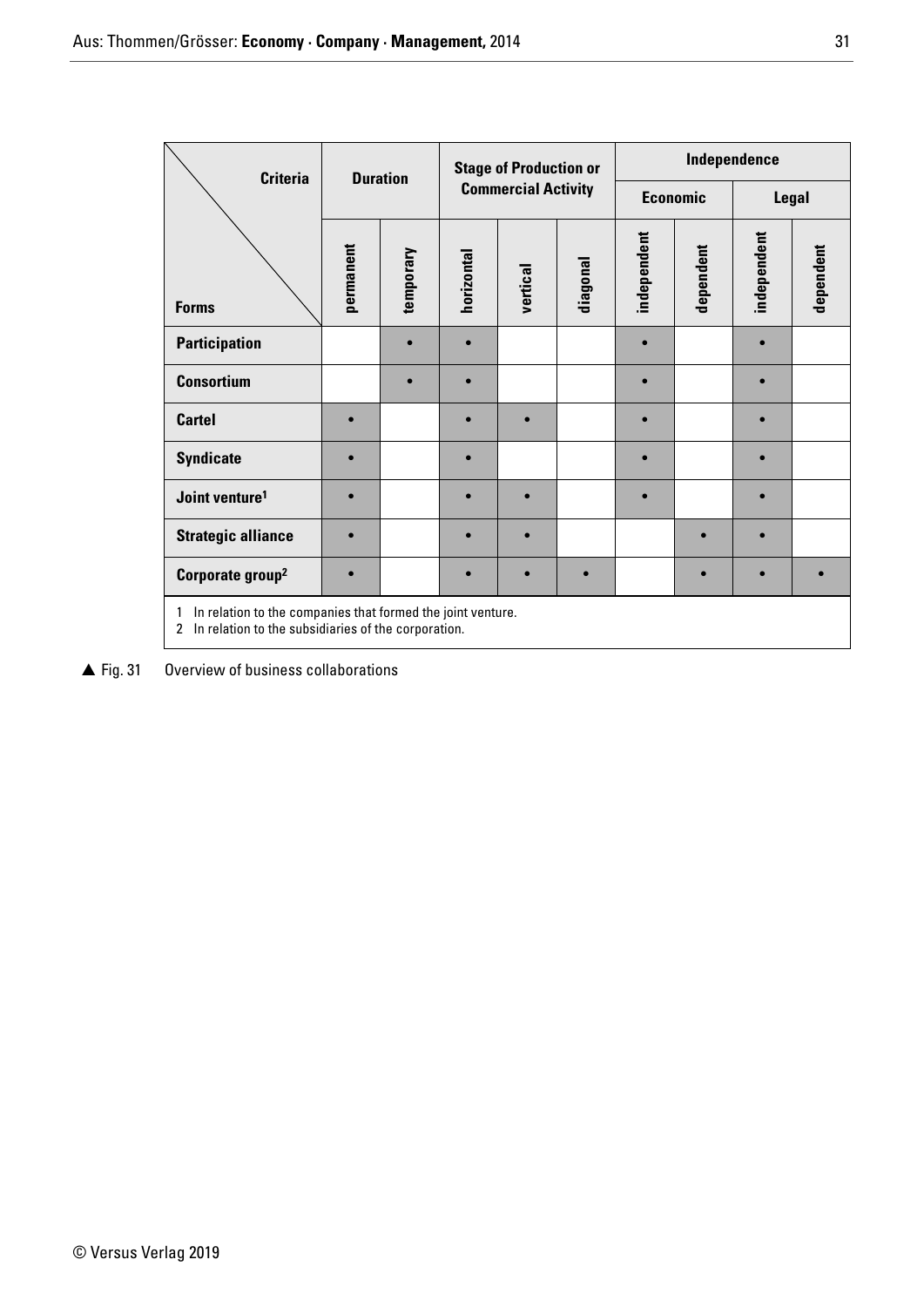| Criteria / Forms | Duration | | Stage of Production or Commercial Activity | | | Independence | | | |
|---|---|---|---|---|---|---|---|---|---|
| | | | | | | Economic | | Legal | |
| | permanent | temporary | horizontal | vertical | diagonal | independent | dependent | independent | dependent |
| **Participation** | | • | • | | | • | | • | |
| **Consortium** | | • | • | | | • | | • | |
| **Cartel** | • | | • | • | | • | | • | |
| **Syndicate** | • | | • | | | • | | • | |
| **Joint venture**[1] | • | | • | • | | • | | • | |
| **Strategic alliance** | • | | • | • | | | • | • | |
| **Corporate group**[2] | • | | • | • | • | | • | • | • |

1 In relation to the companies that formed the joint venture.
2 In relation to the subsidiaries of the corporation.

▲ Fig. 31 Overview of business collaborations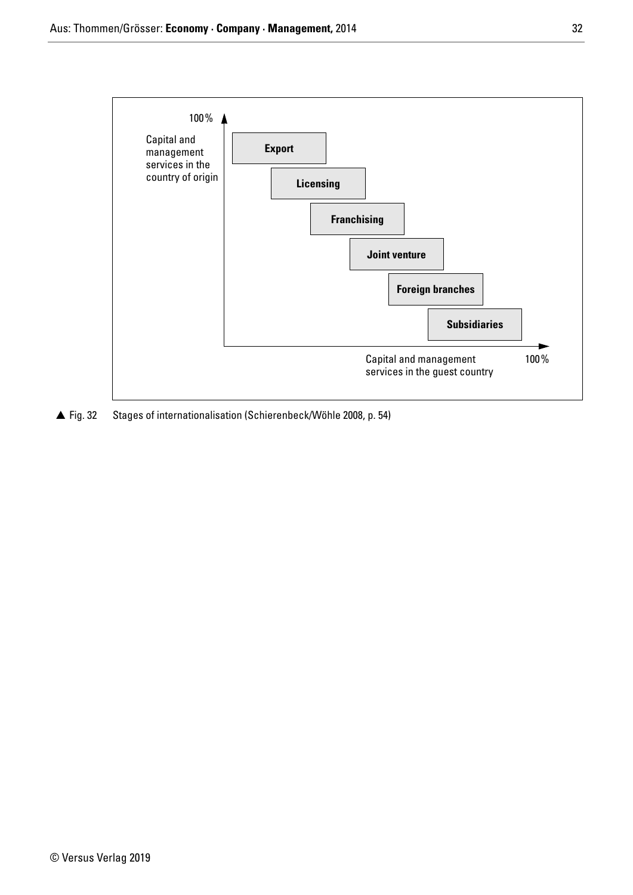100%

Capital and management services in the country of origin

**Export**

**Licensing**

**Franchising**

**Joint venture**

**Foreign branches**

**Subsidiaries**

Capital and management services in the guest country 100%

▲ Fig. 32 Stages of internationalisation (Schierenbeck/Wöhle 2008, p. 54)

© Versus Verlag 2019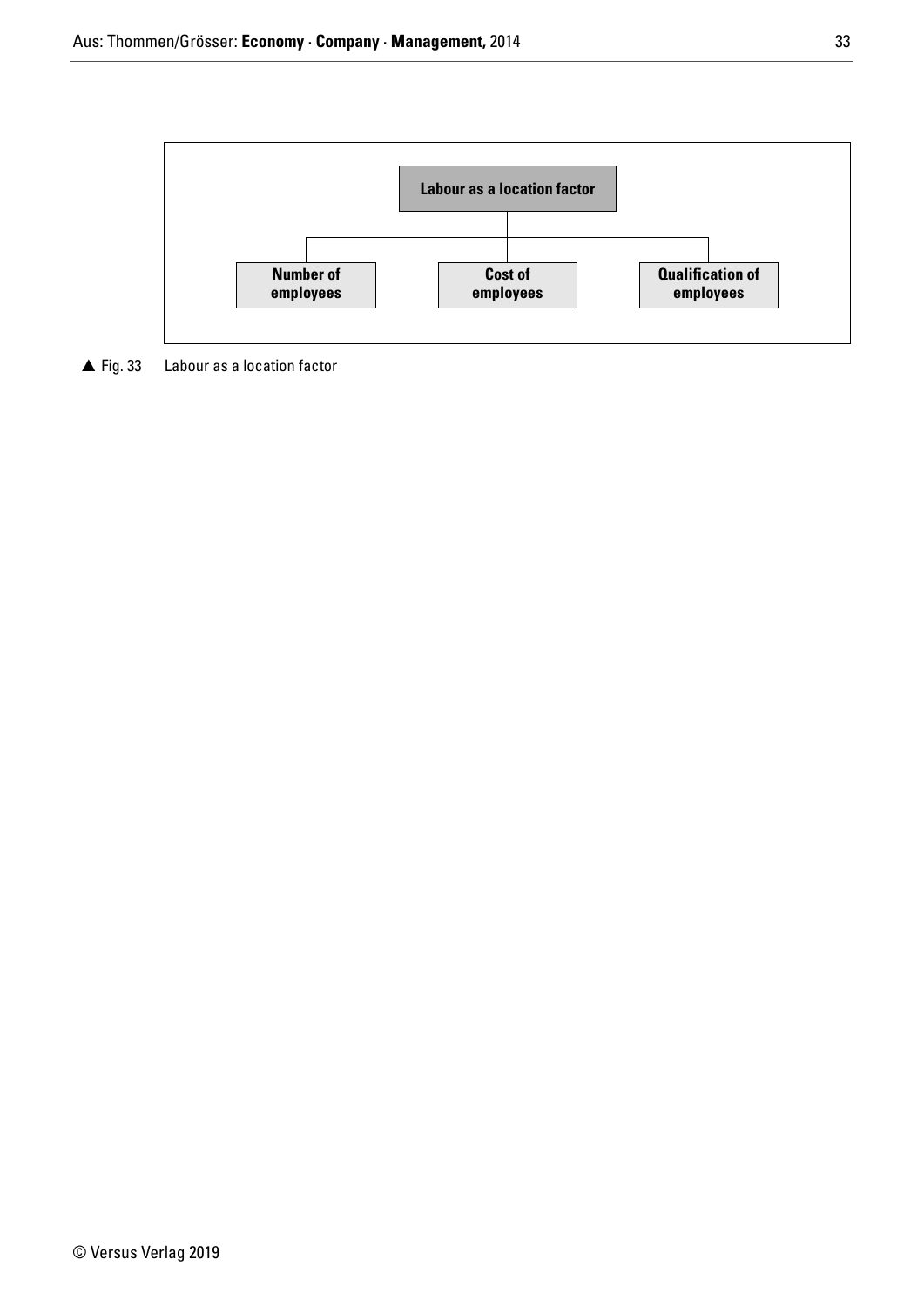Labour as a location factor

- Number of employees
- Cost of employees
- Qualification of employees

▲ Fig. 33 Labour as a location factor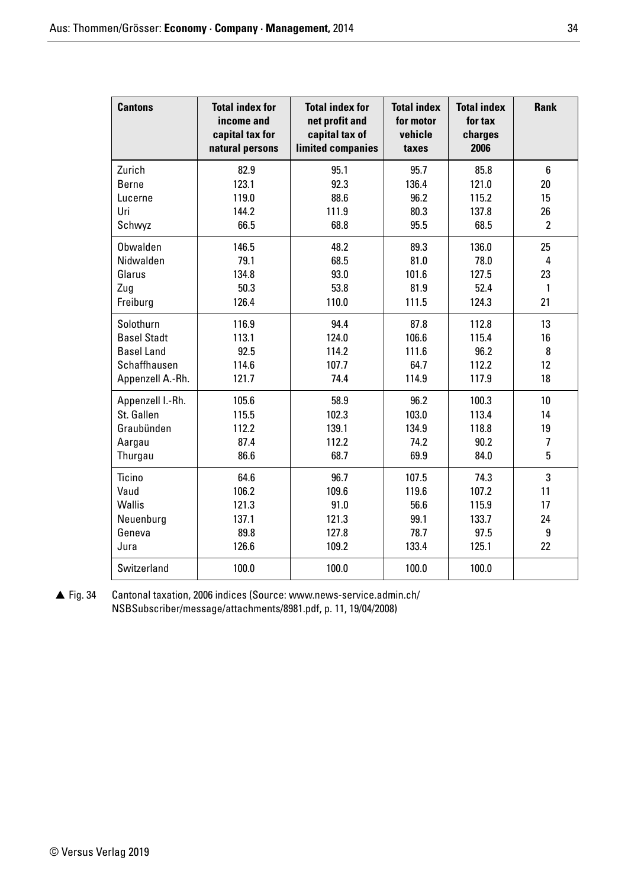| Cantons | Total index for income and capital tax for natural persons | Total index for net profit and capital tax of limited companies | Total index for motor vehicle taxes | Total index for tax charges 2006 | Rank |
|---|---|---|---|---|---|
| Zurich | 82.9 | 95.1 | 95.7 | 85.8 | 6 |
| Berne | 123.1 | 92.3 | 136.4 | 121.0 | 20 |
| Lucerne | 119.0 | 88.6 | 96.2 | 115.2 | 15 |
| Uri | 144.2 | 111.9 | 80.3 | 137.8 | 26 |
| Schwyz | 66.5 | 68.8 | 95.5 | 68.5 | 2 |
| Obwalden | 146.5 | 48.2 | 89.3 | 136.0 | 25 |
| Nidwalden | 79.1 | 68.5 | 81.0 | 78.0 | 4 |
| Glarus | 134.8 | 93.0 | 101.6 | 127.5 | 23 |
| Zug | 50.3 | 53.8 | 81.9 | 52.4 | 1 |
| Freiburg | 126.4 | 110.0 | 111.5 | 124.3 | 21 |
| Solothurn | 116.9 | 94.4 | 87.8 | 112.8 | 13 |
| Basel Stadt | 113.1 | 124.0 | 106.6 | 115.4 | 16 |
| Basel Land | 92.5 | 114.2 | 111.6 | 96.2 | 8 |
| Schaffhausen | 114.6 | 107.7 | 64.7 | 112.2 | 12 |
| Appenzell A.-Rh. | 121.7 | 74.4 | 114.9 | 117.9 | 18 |
| Appenzell I.-Rh. | 105.6 | 58.9 | 96.2 | 100.3 | 10 |
| St. Gallen | 115.5 | 102.3 | 103.0 | 113.4 | 14 |
| Graubünden | 112.2 | 139.1 | 134.9 | 118.8 | 19 |
| Aargau | 87.4 | 112.2 | 74.2 | 90.2 | 7 |
| Thurgau | 86.6 | 68.7 | 69.9 | 84.0 | 5 |
| Ticino | 64.6 | 96.7 | 107.5 | 74.3 | 3 |
| Vaud | 106.2 | 109.6 | 119.6 | 107.2 | 11 |
| Wallis | 121.3 | 91.0 | 56.6 | 115.9 | 17 |
| Neuenburg | 137.1 | 121.3 | 99.1 | 133.7 | 24 |
| Geneva | 89.8 | 127.8 | 78.7 | 97.5 | 9 |
| Jura | 126.6 | 109.2 | 133.4 | 125.1 | 22 |
| Switzerland | 100.0 | 100.0 | 100.0 | 100.0 | |

▲ Fig. 34 Cantonal taxation, 2006 indices (Source: www.news-service.admin.ch/NSBSubscriber/message/attachments/8981.pdf, p. 11, 19/04/2008)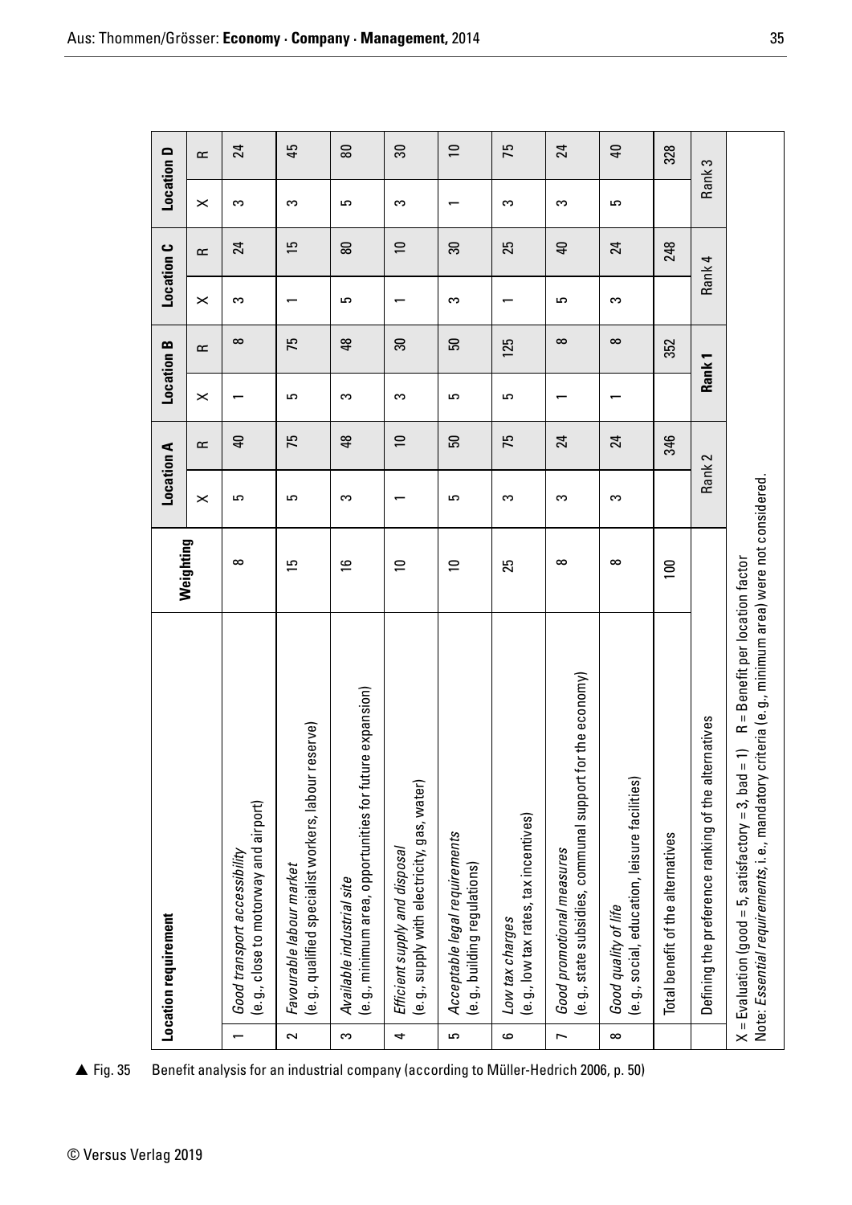| Location requirement | | Weighting | Location A | | Location B | | Location C | | Location D | |
|---|---|---|---|---|---|---|---|---|---|---|
| | | | X | R | X | R | X | R | X | R |
| 1 | *Good transport accessibility* (e.g., close to motorway and airport) | 8 | 5 | 40 | 1 | 8 | 3 | 24 | 3 | 24 |
| 2 | *Favourable labour market* (e.g., qualified specialist workers, labour reserve) | 15 | 5 | 75 | 5 | 75 | 1 | 15 | 3 | 45 |
| 3 | *Available industrial site* (e.g., minimum area, opportunities for future expansion) | 16 | 3 | 48 | 3 | 48 | 5 | 80 | 5 | 80 |
| 4 | *Efficient supply and disposal* (e.g., supply with electricity, gas, water) | 10 | 1 | 10 | 3 | 30 | 1 | 10 | 3 | 30 |
| 5 | *Acceptable legal requirements* (e.g., building regulations) | 10 | 5 | 50 | 5 | 50 | 3 | 30 | 1 | 10 |
| 6 | *Low tax charges* (e.g., low tax rates, tax incentives) | 25 | 3 | 75 | 5 | 125 | 1 | 25 | 3 | 75 |
| 7 | *Good promotional measures* (e.g., state subsidies, communal support for the economy) | 8 | 3 | 24 | 1 | 8 | 5 | 40 | 3 | 24 |
| 8 | *Good quality of life* (e.g., social, education, leisure facilities) | 8 | 3 | 24 | 1 | 8 | 3 | 24 | 5 | 40 |
| | Total benefit of the alternatives | 100 | | 346 | | 352 | | 248 | | 328 |
| | Defining the preference ranking of the alternatives | | Rank 2 | | **Rank 1** | | Rank 4 | | Rank 3 | |

X = Evaluation (good = 5, satisfactory = 3, bad = 1) R = Benefit per location factor
Note: *Essential requirements*, i.e., mandatory criteria (e.g., minimum area) were not considered.

▲ Fig. 35 Benefit analysis for an industrial company (according to Müller-Hedrich 2006, p. 50)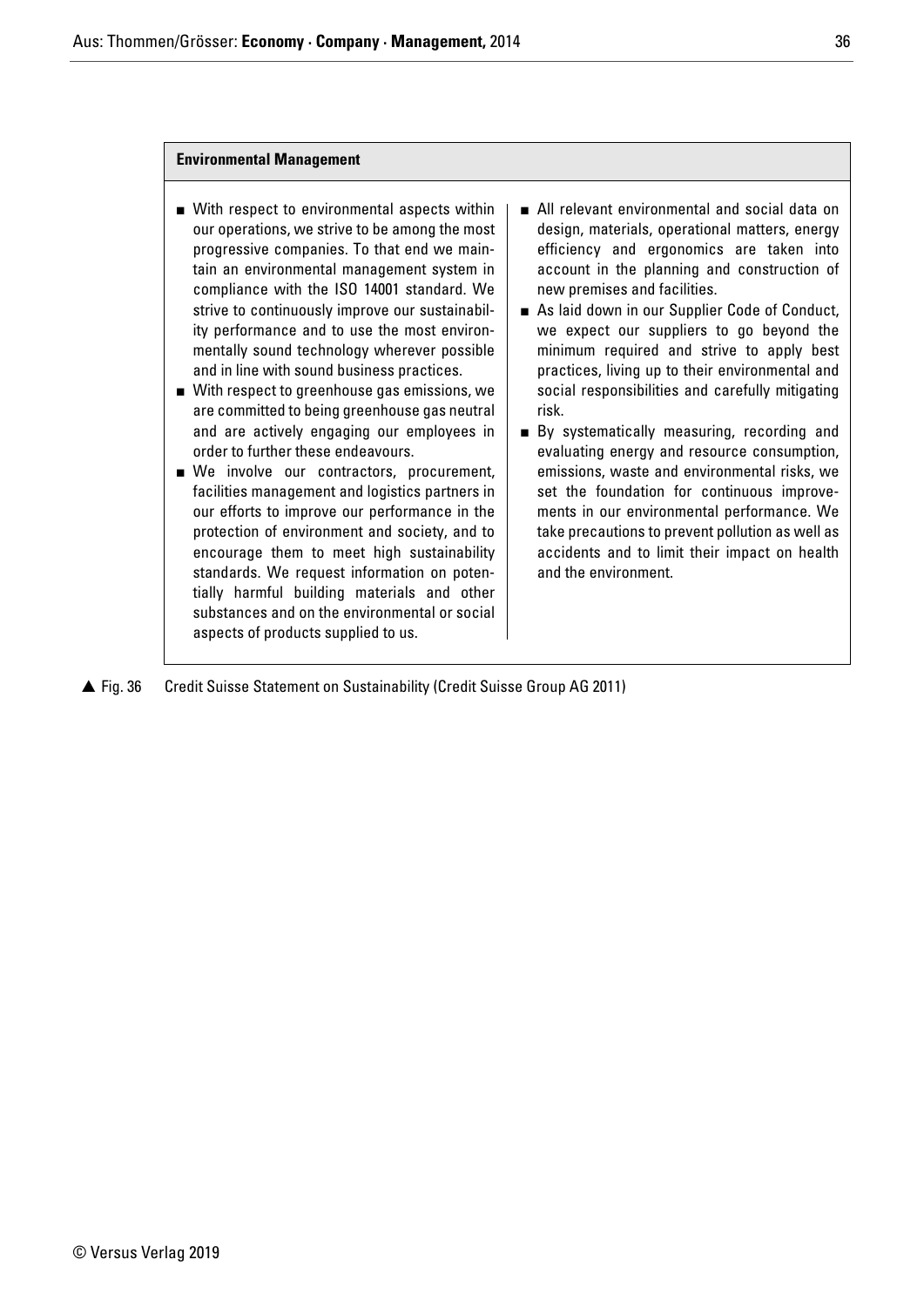**Environmental Management**

- With respect to environmental aspects within our operations, we strive to be among the most progressive companies. To that end we maintain an environmental management system in compliance with the ISO 14001 standard. We strive to continuously improve our sustainability performance and to use the most environmentally sound technology wherever possible and in line with sound business practices.
- With respect to greenhouse gas emissions, we are committed to being greenhouse gas neutral and are actively engaging our employees in order to further these endeavours.
- We involve our contractors, procurement, facilities management and logistics partners in our efforts to improve our performance in the protection of environment and society, and to encourage them to meet high sustainability standards. We request information on potentially harmful building materials and other substances and on the environmental or social aspects of products supplied to us.
- All relevant environmental and social data on design, materials, operational matters, energy efficiency and ergonomics are taken into account in the planning and construction of new premises and facilities.
- As laid down in our Supplier Code of Conduct, we expect our suppliers to go beyond the minimum required and strive to apply best practices, living up to their environmental and social responsibilities and carefully mitigating risk.
- By systematically measuring, recording and evaluating energy and resource consumption, emissions, waste and environmental risks, we set the foundation for continuous improvements in our environmental performance. We take precautions to prevent pollution as well as accidents and to limit their impact on health and the environment.

▲ Fig. 36 Credit Suisse Statement on Sustainability (Credit Suisse Group AG 2011)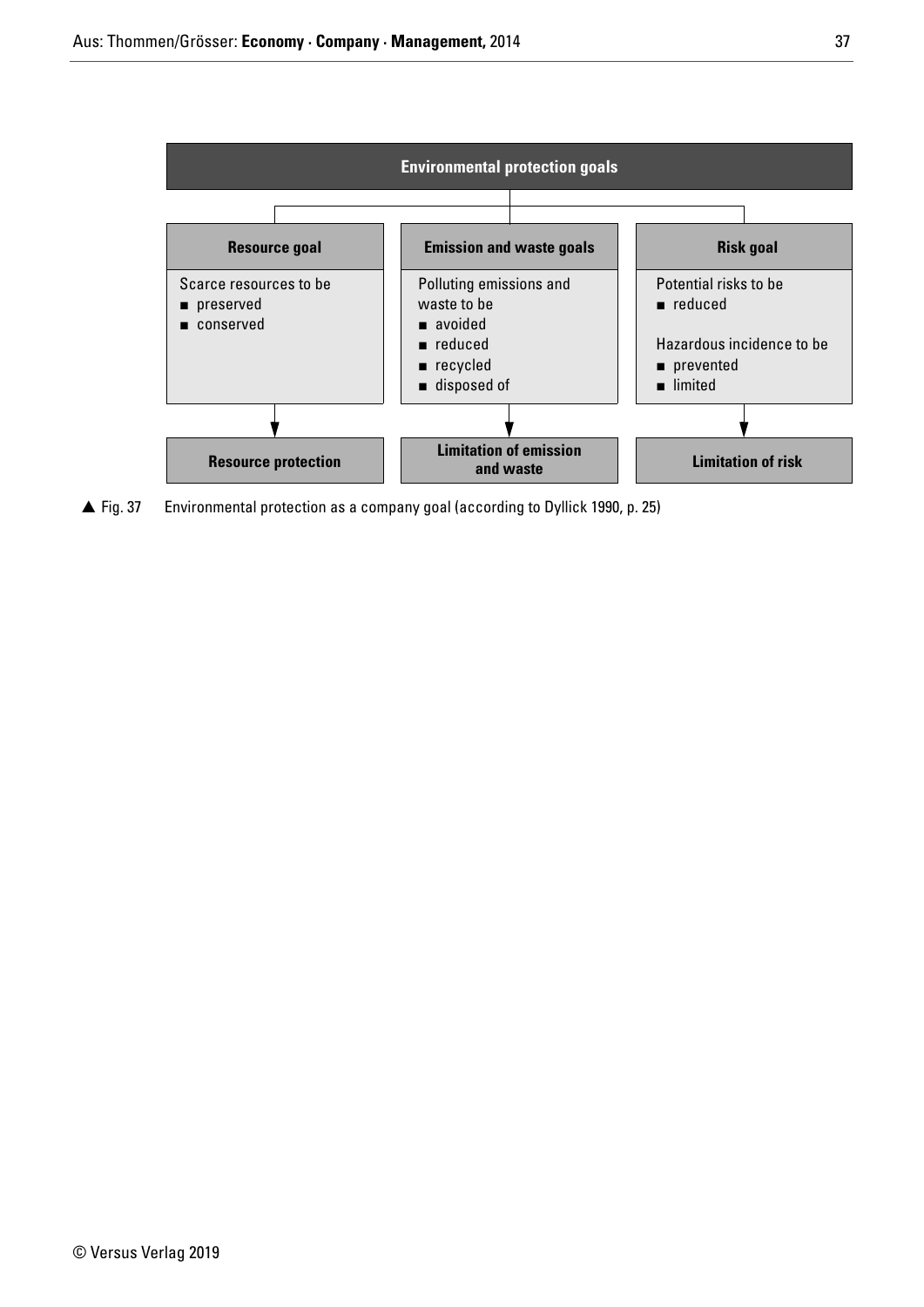**Environmental protection goals**

| Resource goal | Emission and waste goals | Risk goal |
| --- | --- | --- |
| Scarce resources to be<br>■ preserved<br>■ conserved | Polluting emissions and waste to be<br>■ avoided<br>■ reduced<br>■ recycled<br>■ disposed of | Potential risks to be<br>■ reduced<br><br>Hazardous incidence to be<br>■ prevented<br>■ limited |
| ↓ | ↓ | ↓ |
| **Resource protection** | **Limitation of emission and waste** | **Limitation of risk** |

▲ Fig. 37 Environmental protection as a company goal (according to Dyllick 1990, p. 25)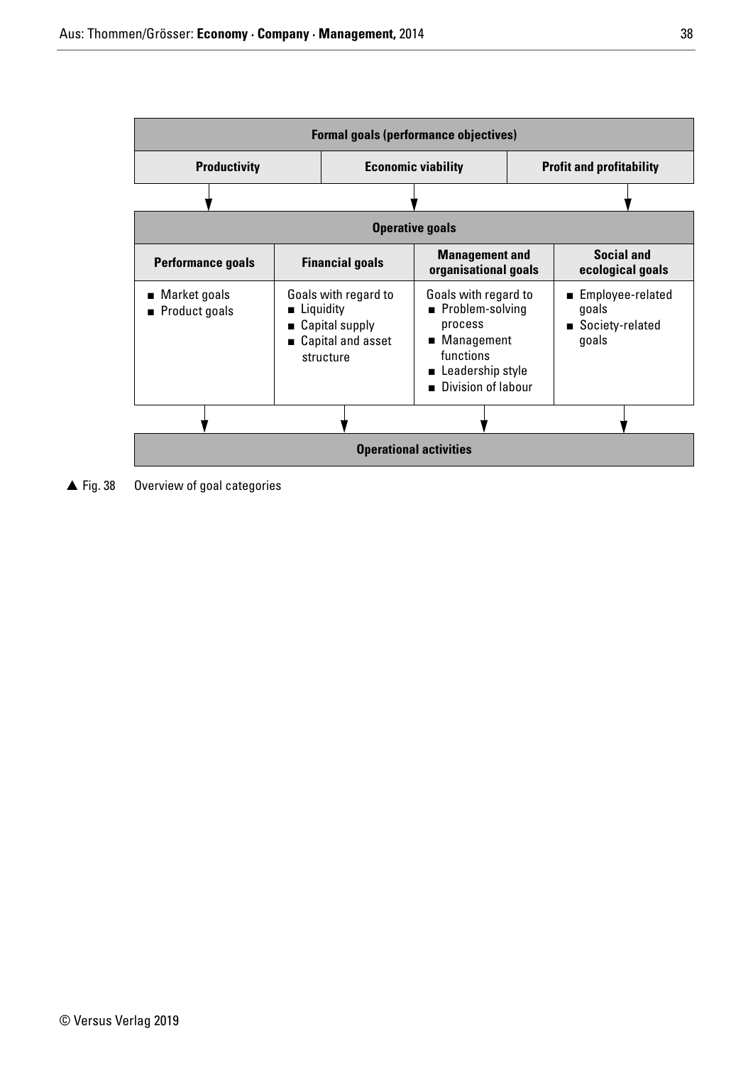| Formal goals (performance objectives) | | |
| --- | --- | --- |
| **Productivity** | **Economic viability** | **Profit and profitability** |

↓

| Operative goals | | | |
| --- | --- | --- | --- |
| **Performance goals** | **Financial goals** | **Management and organisational goals** | **Social and ecological goals** |
| ■ Market goals<br>■ Product goals | Goals with regard to<br>■ Liquidity<br>■ Capital supply<br>■ Capital and asset structure | Goals with regard to<br>■ Problem-solving process<br>■ Management functions<br>■ Leadership style<br>■ Division of labour | ■ Employee-related goals<br>■ Society-related goals |

↓

**Operational activities**

▲ Fig. 38 Overview of goal categories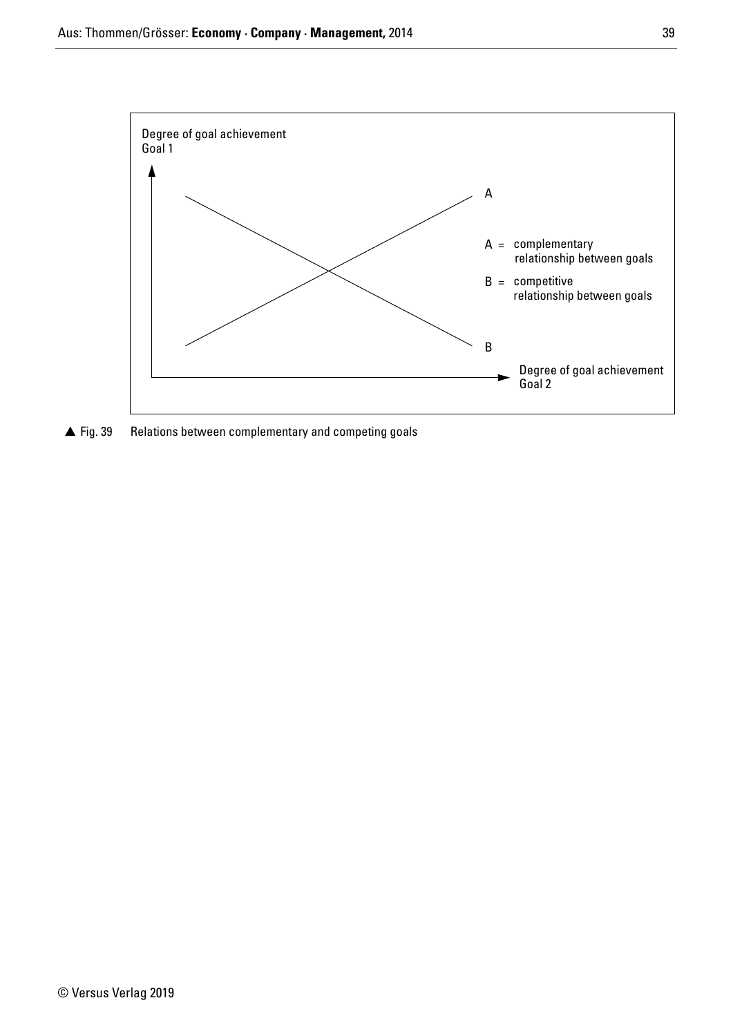Degree of goal achievement
Goal 1

A

A = complementary relationship between goals

B = competitive relationship between goals

B

Degree of goal achievement
Goal 2

▲ Fig. 39 Relations between complementary and competing goals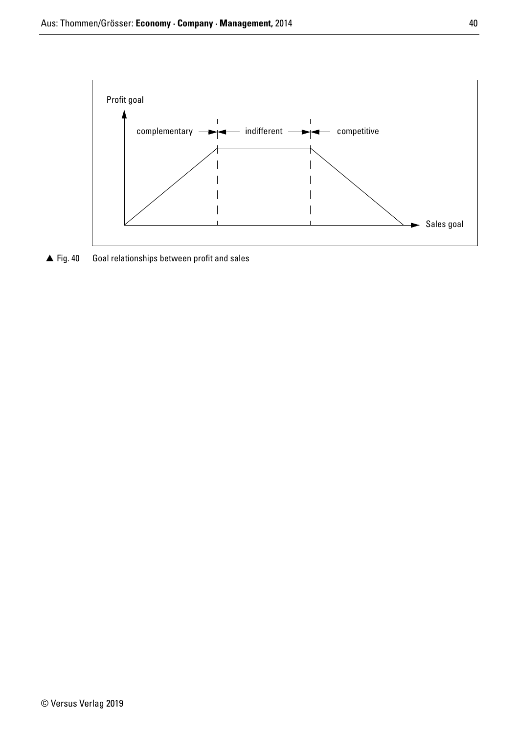Profit goal

complementary → ← indifferent → ← competitive

Sales goal

▲ Fig. 40 Goal relationships between profit and sales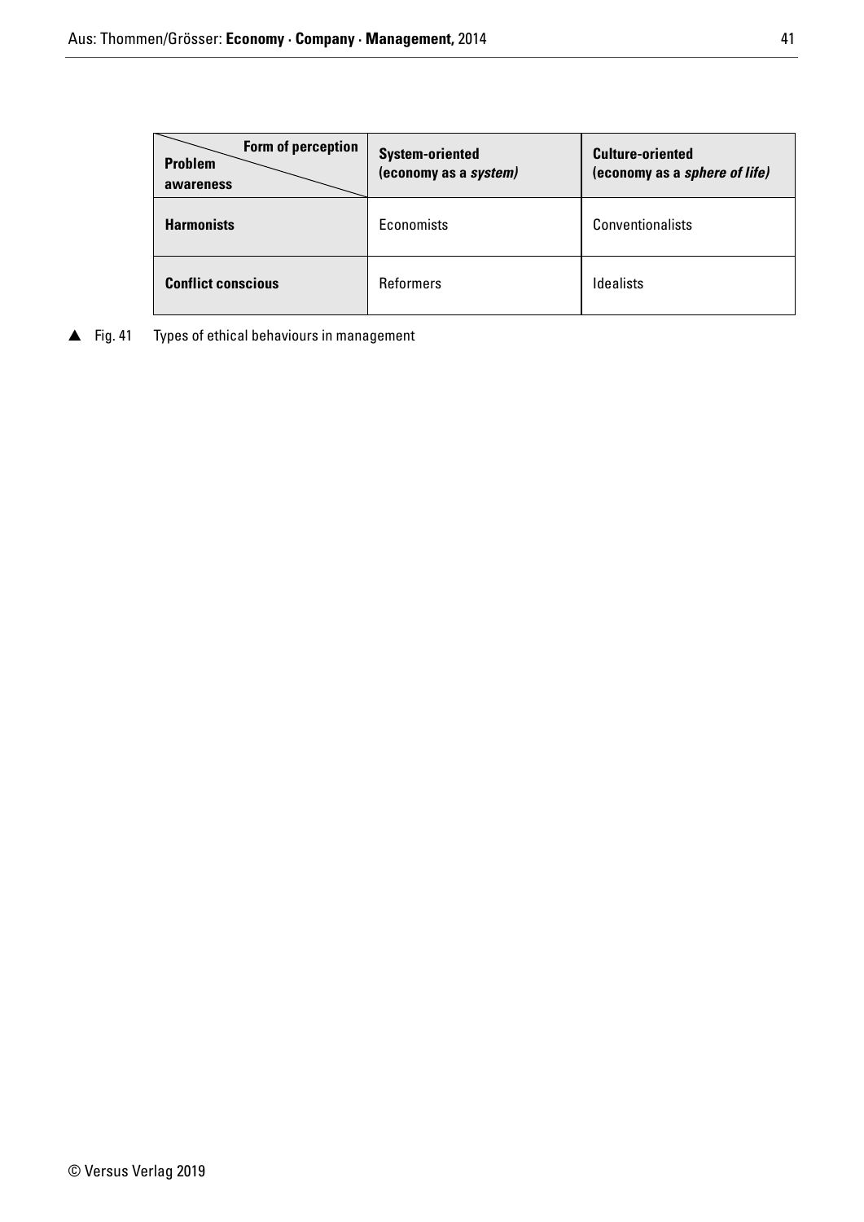| Problem awareness / Form of perception | System-oriented (economy as a *system)* | Culture-oriented (economy as a *sphere of life)* |
|---|---|---|
| **Harmonists** | Economists | Conventionalists |
| **Conflict conscious** | Reformers | Idealists |

▲ Fig. 41 Types of ethical behaviours in management

© Versus Verlag 2019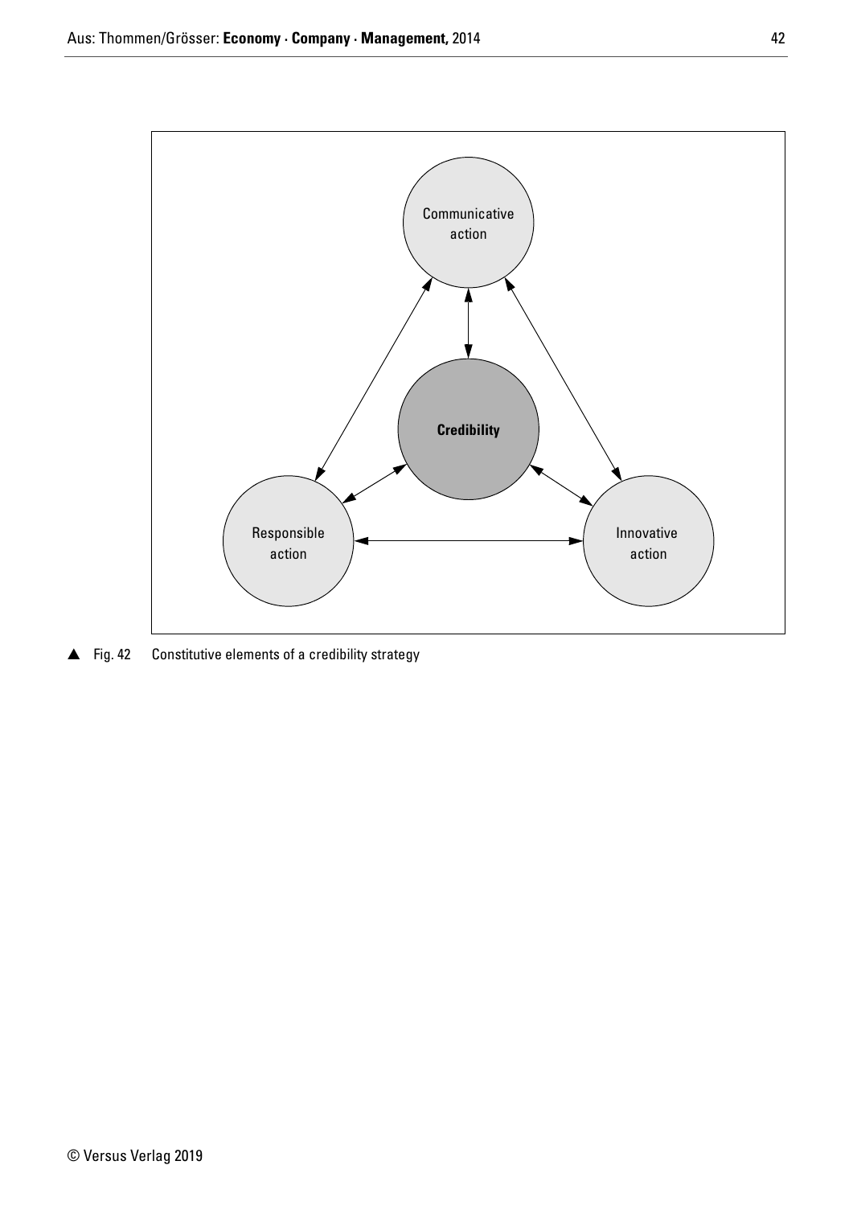▲ Fig. 42 Constitutive elements of a credibility strategy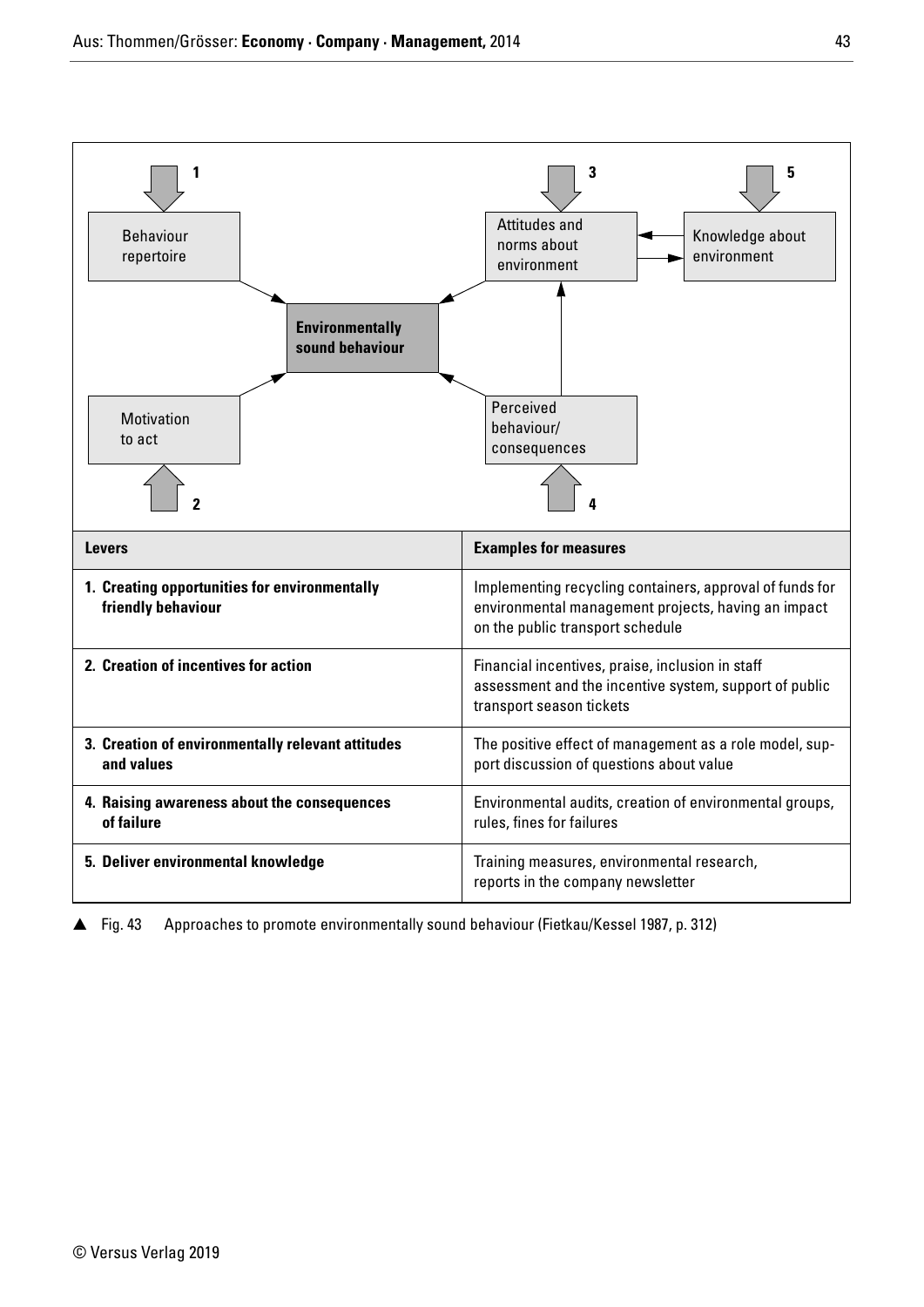1

Behaviour repertoire

3

Attitudes and norms about environment

5

Knowledge about environment

Environmentally sound behaviour

Motivation to act

2

Perceived behaviour/ consequences

4

| Levers | Examples for measures |
|---|---|
| **1. Creating opportunities for environmentally friendly behaviour** | Implementing recycling containers, approval of funds for environmental management projects, having an impact on the public transport schedule |
| **2. Creation of incentives for action** | Financial incentives, praise, inclusion in staff assessment and the incentive system, support of public transport season tickets |
| **3. Creation of environmentally relevant attitudes and values** | The positive effect of management as a role model, support discussion of questions about value |
| **4. Raising awareness about the consequences of failure** | Environmental audits, creation of environmental groups, rules, fines for failures |
| **5. Deliver environmental knowledge** | Training measures, environmental research, reports in the company newsletter |

▲ Fig. 43 Approaches to promote environmentally sound behaviour (Fietkau/Kessel 1987, p. 312)

© Versus Verlag 2019